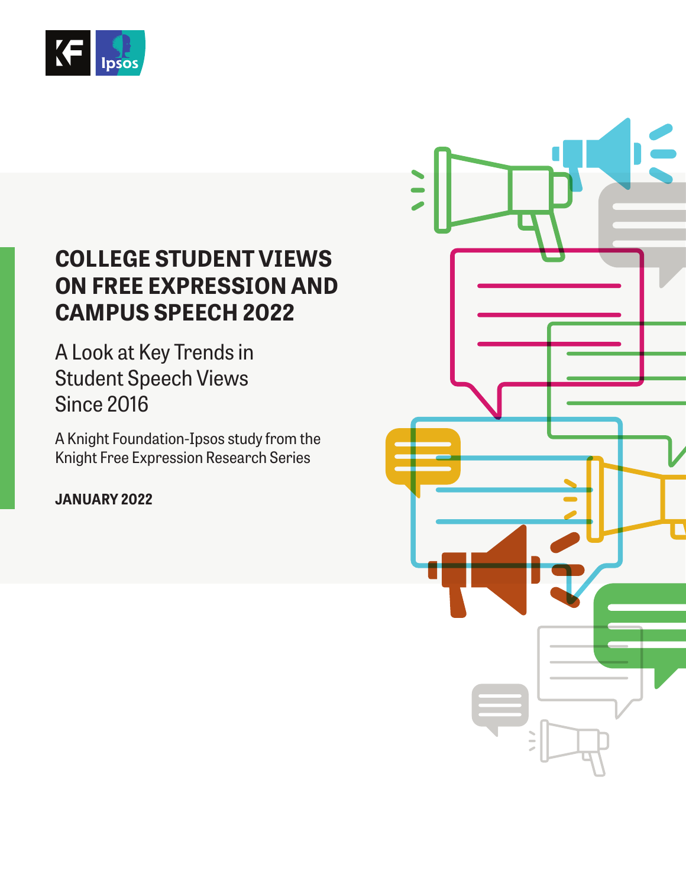# COLLEGE STUDENT VIEWS ON FREE EXPRESSION AND CAMPUS SPEECH 2022

## A Look at Key Trends in Student Speech Views Since 2016

A Knight Foundation-Ipsos study from the Knight Free Expression Research Series

**JANUARY 2022**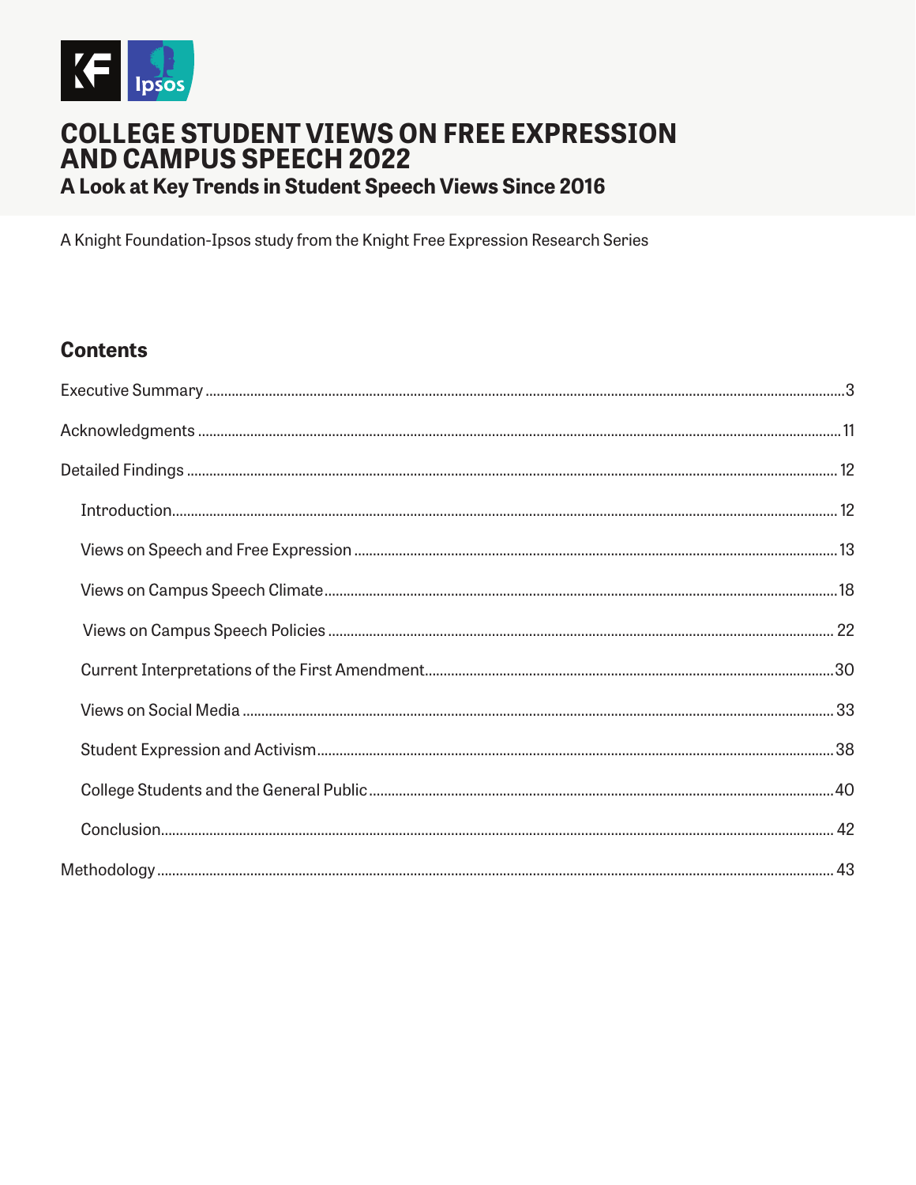# COLLEGE STUDENT VIEWS ON FREE EXPRESSION AND CAMPUS SPEECH 2022

## A Look at Key Trends in Student Speech Views Since 2016

A Knight Foundation-Ipsos study from the Knight Free Expression Research Series

## Contents

- Executive Summary .......... 3
- Acknowledgments .......... 11
- Detailed Findings .......... 12
  - Introduction .......... 12
  - Views on Speech and Free Expression .......... 13
  - Views on Campus Speech Climate .......... 18
  - Views on Campus Speech Policies .......... 22
  - Current Interpretations of the First Amendment .......... 30
  - Views on Social Media .......... 33
  - Student Expression and Activism .......... 38
  - College Students and the General Public .......... 40
  - Conclusion .......... 42
- Methodology .......... 43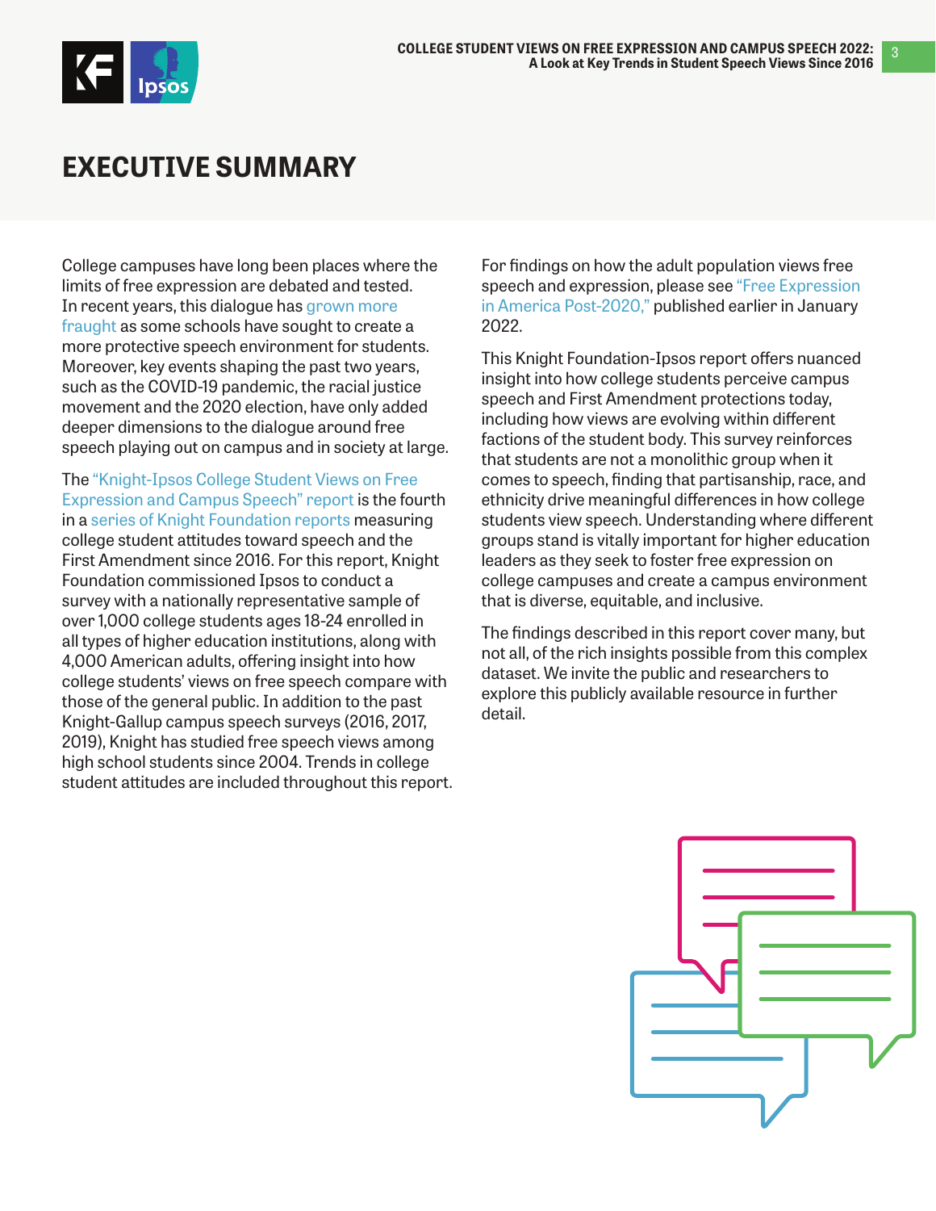# EXECUTIVE SUMMARY

College campuses have long been places where the limits of free expression are debated and tested. In recent years, this dialogue has grown more fraught as some schools have sought to create a more protective speech environment for students. Moreover, key events shaping the past two years, such as the COVID-19 pandemic, the racial justice movement and the 2020 election, have only added deeper dimensions to the dialogue around free speech playing out on campus and in society at large.

The "Knight-Ipsos College Student Views on Free Expression and Campus Speech" report is the fourth in a series of Knight Foundation reports measuring college student attitudes toward speech and the First Amendment since 2016. For this report, Knight Foundation commissioned Ipsos to conduct a survey with a nationally representative sample of over 1,000 college students ages 18-24 enrolled in all types of higher education institutions, along with 4,000 American adults, offering insight into how college students' views on free speech compare with those of the general public. In addition to the past Knight-Gallup campus speech surveys (2016, 2017, 2019), Knight has studied free speech views among high school students since 2004. Trends in college student attitudes are included throughout this report.

For findings on how the adult population views free speech and expression, please see "Free Expression in America Post-2020," published earlier in January 2022.

This Knight Foundation-Ipsos report offers nuanced insight into how college students perceive campus speech and First Amendment protections today, including how views are evolving within different factions of the student body. This survey reinforces that students are not a monolithic group when it comes to speech, finding that partisanship, race, and ethnicity drive meaningful differences in how college students view speech. Understanding where different groups stand is vitally important for higher education leaders as they seek to foster free expression on college campuses and create a campus environment that is diverse, equitable, and inclusive.

The findings described in this report cover many, but not all, of the rich insights possible from this complex dataset. We invite the public and researchers to explore this publicly available resource in further detail.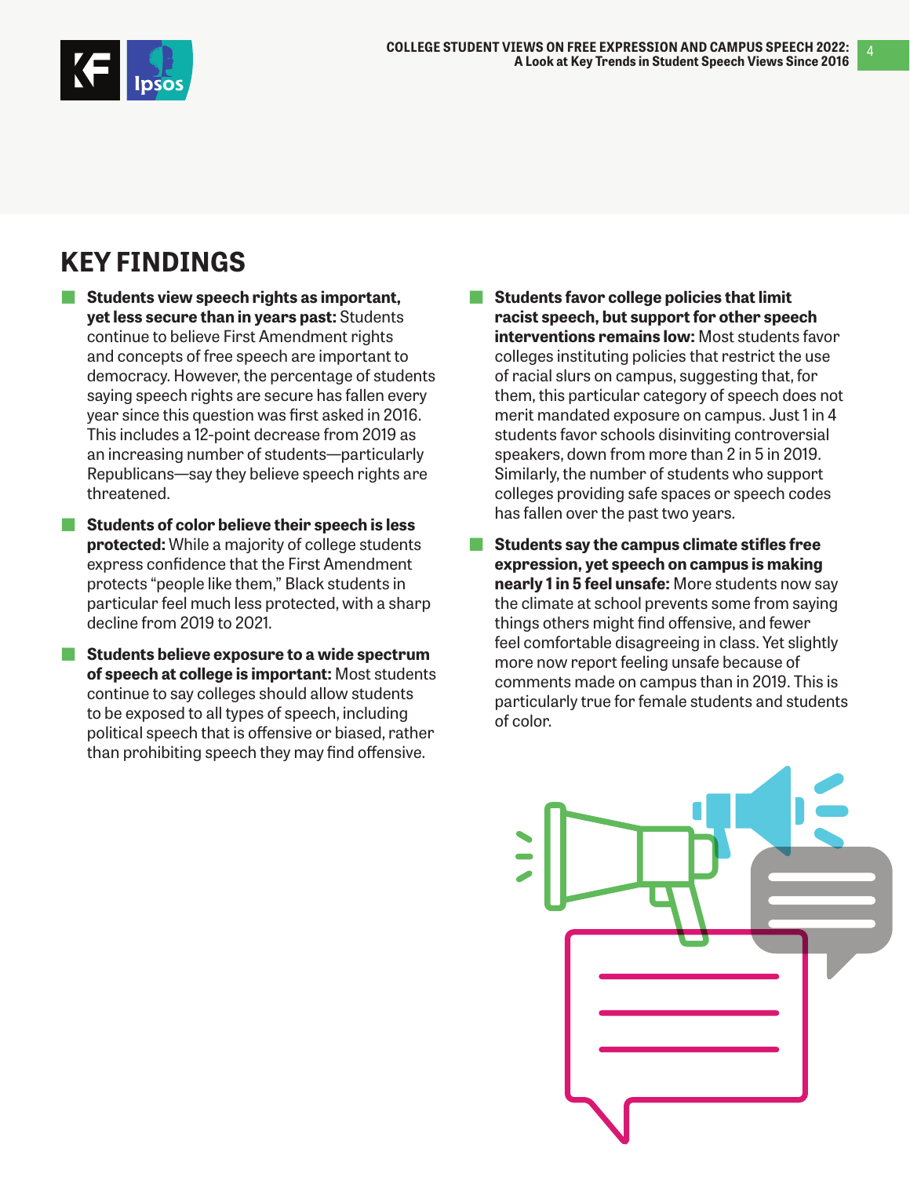## KEY FINDINGS

- **Students view speech rights as important, yet less secure than in years past:** Students continue to believe First Amendment rights and concepts of free speech are important to democracy. However, the percentage of students saying speech rights are secure has fallen every year since this question was first asked in 2016. This includes a 12-point decrease from 2019 as an increasing number of students—particularly Republicans—say they believe speech rights are threatened.

- **Students of color believe their speech is less protected:** While a majority of college students express confidence that the First Amendment protects "people like them," Black students in particular feel much less protected, with a sharp decline from 2019 to 2021.

- **Students believe exposure to a wide spectrum of speech at college is important:** Most students continue to say colleges should allow students to be exposed to all types of speech, including political speech that is offensive or biased, rather than prohibiting speech they may find offensive.

- **Students favor college policies that limit racist speech, but support for other speech interventions remains low:** Most students favor colleges instituting policies that restrict the use of racial slurs on campus, suggesting that, for them, this particular category of speech does not merit mandated exposure on campus. Just 1 in 4 students favor schools disinviting controversial speakers, down from more than 2 in 5 in 2019. Similarly, the number of students who support colleges providing safe spaces or speech codes has fallen over the past two years.

- **Students say the campus climate stifles free expression, yet speech on campus is making nearly 1 in 5 feel unsafe:** More students now say the climate at school prevents some from saying things others might find offensive, and fewer feel comfortable disagreeing in class. Yet slightly more now report feeling unsafe because of comments made on campus than in 2019. This is particularly true for female students and students of color.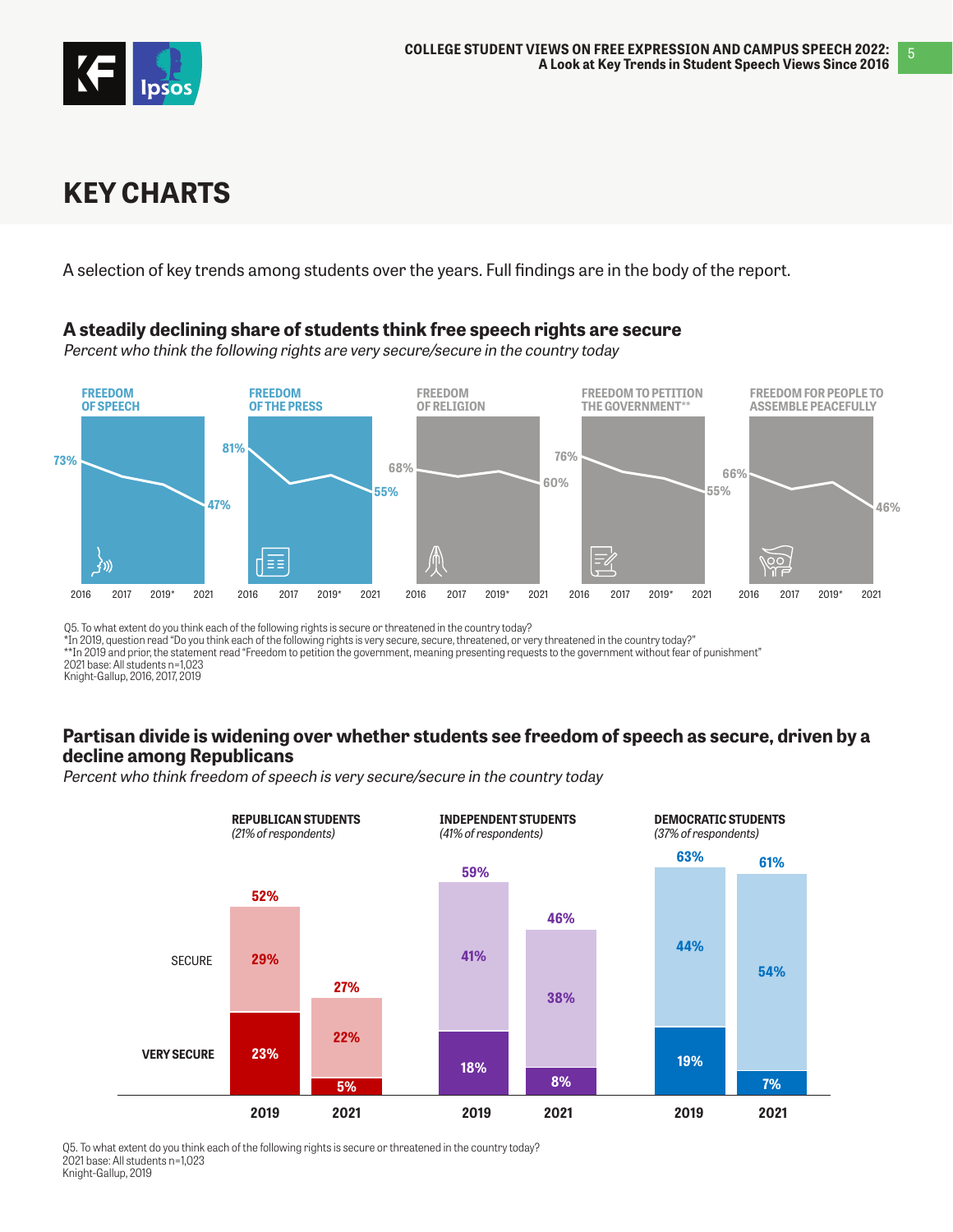# KEY CHARTS

A selection of key trends among students over the years. Full findings are in the body of the report.

### A steadily declining share of students think free speech rights are secure

*Percent who think the following rights are very secure/secure in the country today*

| | 2016 | 2021 |
|---|---|---|
| FREEDOM OF SPEECH | 73% | 47% |
| FREEDOM OF THE PRESS | 81% | 55% |
| FREEDOM OF RELIGION | 68% | 60% |
| FREEDOM TO PETITION THE GOVERNMENT** | 76% | 55% |
| FREEDOM FOR PEOPLE TO ASSEMBLE PEACEFULLY | 66% | 46% |

Q5. To what extent do you think each of the following rights is secure or threatened in the country today?
*In 2019, question read "Do you think each of the following rights is very secure, secure, threatened, or very threatened in the country today?"
**In 2019 and prior, the statement read "Freedom to petition the government, meaning presenting requests to the government without fear of punishment"
2021 base: All students n=1,023
Knight-Gallup, 2016, 2017, 2019

### Partisan divide is widening over whether students see freedom of speech as secure, driven by a decline among Republicans

*Percent who think freedom of speech is very secure/secure in the country today*

| | REPUBLICAN STUDENTS (21% of respondents) 2019 | REPUBLICAN STUDENTS 2021 | INDEPENDENT STUDENTS (41% of respondents) 2019 | INDEPENDENT STUDENTS 2021 | DEMOCRATIC STUDENTS (37% of respondents) 2019 | DEMOCRATIC STUDENTS 2021 |
|---|---|---|---|---|---|---|
| SECURE | 29% | 22% | 41% | 38% | 44% | 54% |
| VERY SECURE | 23% | 5% | 18% | 8% | 19% | 7% |
| Total | 52% | 27% | 59% | 46% | 63% | 61% |

Q5. To what extent do you think each of the following rights is secure or threatened in the country today?
2021 base: All students n=1,023
Knight-Gallup, 2019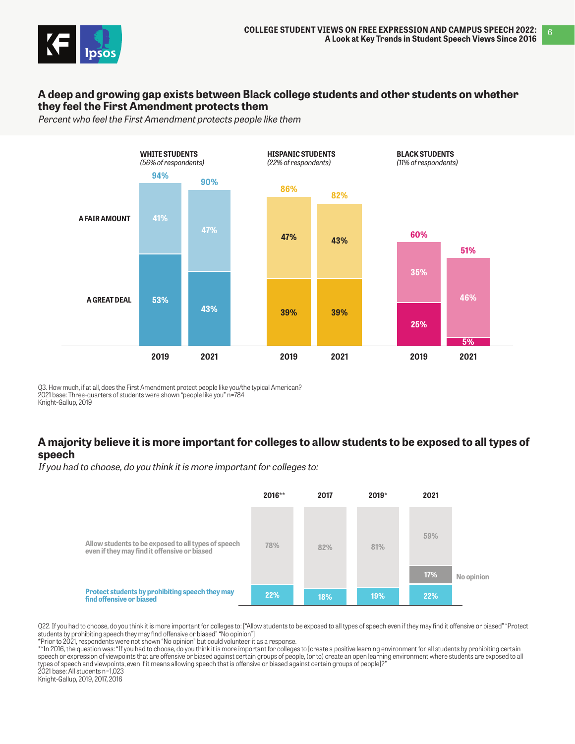## A deep and growing gap exists between Black college students and other students on whether they feel the First Amendment protects them

*Percent who feel the First Amendment protects people like them*

| | White students (56% of respondents) 2019 | White students 2021 | Hispanic students (22% of respondents) 2019 | Hispanic students 2021 | Black students (11% of respondents) 2019 | Black students 2021 |
|---|---|---|---|---|---|---|
| Total | 94% | 90% | 86% | 82% | 60% | 51% |
| A fair amount | 41% | 47% | 47% | 43% | 35% | 46% |
| A great deal | 53% | 43% | 39% | 39% | 25% | 5% |

Q3. How much, if at all, does the First Amendment protect people like you/the typical American?
2021 base: Three-quarters of students were shown "people like you" n=784
Knight-Gallup, 2019

## A majority believe it is more important for colleges to allow students to be exposed to all types of speech

*If you had to choose, do you think it is more important for colleges to:*

| | 2016** | 2017 | 2019* | 2021 |
|---|---|---|---|---|
| Allow students to be exposed to all types of speech even if they may find it offensive or biased | 78% | 82% | 81% | 59% |
| No opinion | | | | 17% |
| Protect students by prohibiting speech they may find offensive or biased | 22% | 18% | 19% | 22% |

Q22. If you had to choose, do you think it is more important for colleges to: ["Allow students to be exposed to all types of speech even if they may find it offensive or biased" "Protect students by prohibiting speech they may find offensive or biased" "No opinion"]
*Prior to 2021, respondents were not shown "No opinion" but could volunteer it as a response.
**In 2016, the question was: "If you had to choose, do you think it is more important for colleges to [create a positive learning environment for all students by prohibiting certain speech or expression of viewpoints that are offensive or biased against certain groups of people, (or to) create an open learning environment where students are exposed to all types of speech and viewpoints, even if it means allowing speech that is offensive or biased against certain groups of people]?"
2021 base: All students n=1,023
Knight-Gallup, 2019, 2017, 2016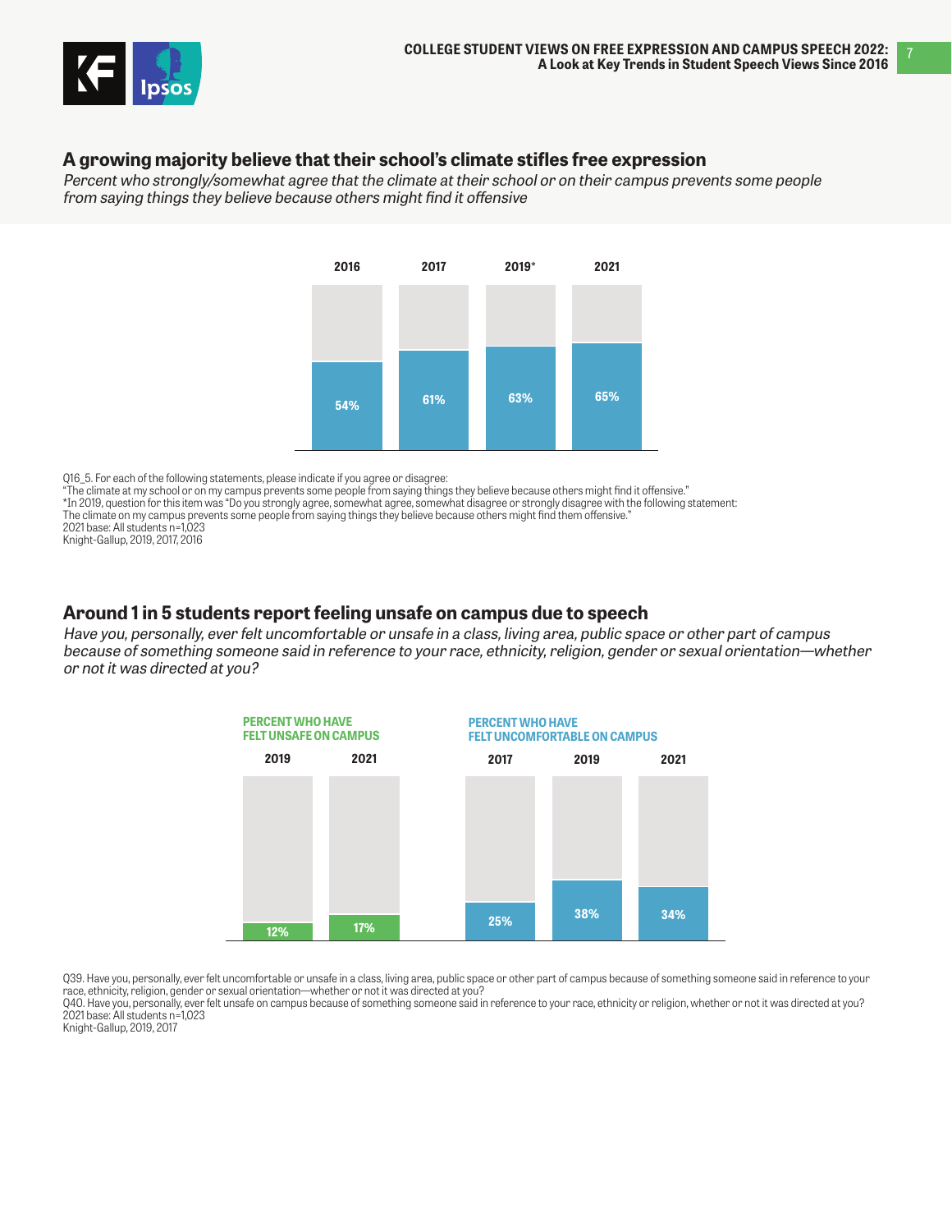## A growing majority believe that their school's climate stifles free expression

*Percent who strongly/somewhat agree that the climate at their school or on their campus prevents some people from saying things they believe because others might find it offensive*

| 2016 | 2017 | 2019* | 2021 |
|---|---|---|---|
| 54% | 61% | 63% | 65% |

Q16_5. For each of the following statements, please indicate if you agree or disagree:
"The climate at my school or on my campus prevents some people from saying things they believe because others might find it offensive."
*In 2019, question for this item was "Do you strongly agree, somewhat agree, somewhat disagree or strongly disagree with the following statement:
The climate on my campus prevents some people from saying things they believe because others might find them offensive."
2021 base: All students n=1,023
Knight-Gallup, 2019, 2017, 2016

## Around 1 in 5 students report feeling unsafe on campus due to speech

*Have you, personally, ever felt uncomfortable or unsafe in a class, living area, public space or other part of campus because of something someone said in reference to your race, ethnicity, religion, gender or sexual orientation—whether or not it was directed at you?*

**PERCENT WHO HAVE FELT UNSAFE ON CAMPUS**

| 2019 | 2021 |
|---|---|
| 12% | 17% |

**PERCENT WHO HAVE FELT UNCOMFORTABLE ON CAMPUS**

| 2017 | 2019 | 2021 |
|---|---|---|
| 25% | 38% | 34% |

Q39. Have you, personally, ever felt uncomfortable or unsafe in a class, living area, public space or other part of campus because of something someone said in reference to your race, ethnicity, religion, gender or sexual orientation—whether or not it was directed at you?
Q40. Have you, personally, ever felt unsafe on campus because of something someone said in reference to your race, ethnicity or religion, whether or not it was directed at you?
2021 base: All students n=1,023
Knight-Gallup, 2019, 2017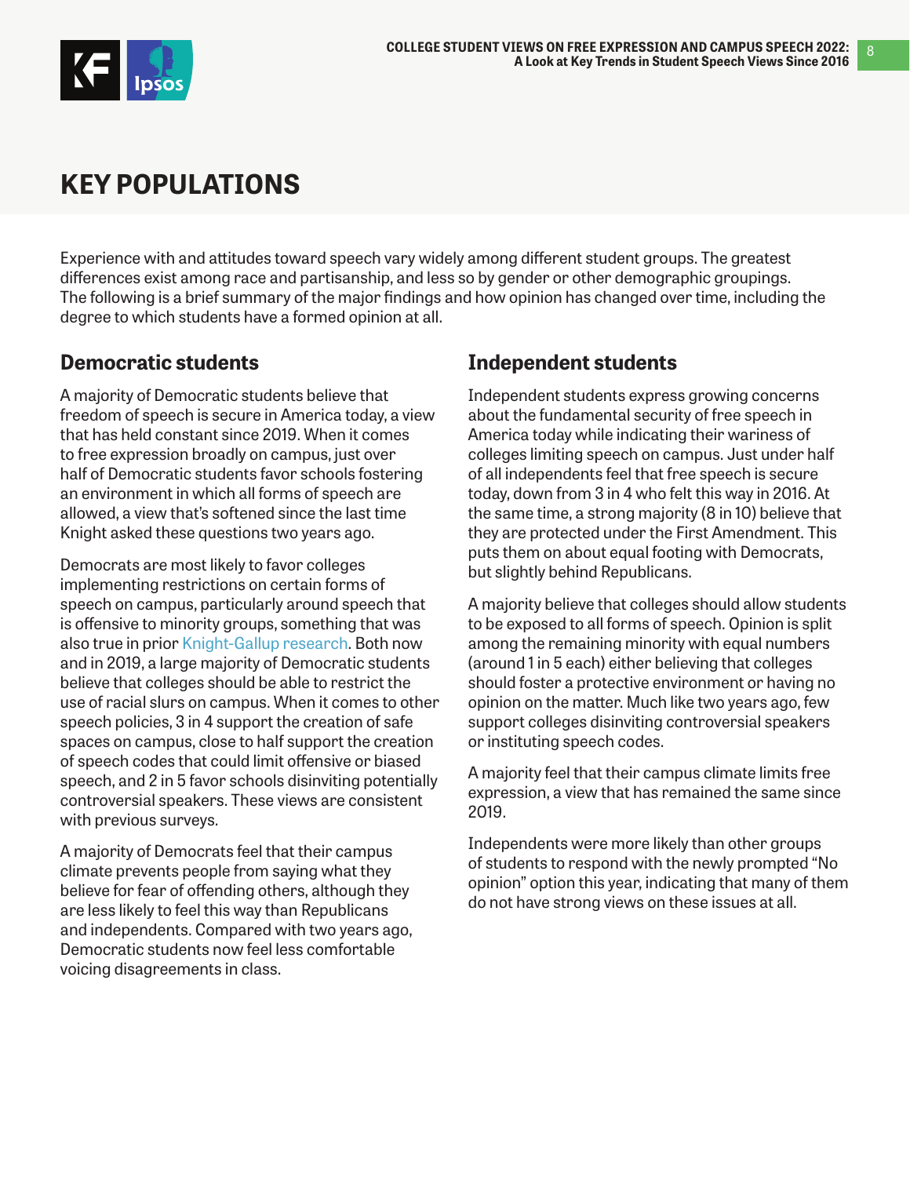# KEY POPULATIONS

Experience with and attitudes toward speech vary widely among different student groups. The greatest differences exist among race and partisanship, and less so by gender or other demographic groupings. The following is a brief summary of the major findings and how opinion has changed over time, including the degree to which students have a formed opinion at all.

## Democratic students

A majority of Democratic students believe that freedom of speech is secure in America today, a view that has held constant since 2019. When it comes to free expression broadly on campus, just over half of Democratic students favor schools fostering an environment in which all forms of speech are allowed, a view that's softened since the last time Knight asked these questions two years ago.

Democrats are most likely to favor colleges implementing restrictions on certain forms of speech on campus, particularly around speech that is offensive to minority groups, something that was also true in prior Knight-Gallup research. Both now and in 2019, a large majority of Democratic students believe that colleges should be able to restrict the use of racial slurs on campus. When it comes to other speech policies, 3 in 4 support the creation of safe spaces on campus, close to half support the creation of speech codes that could limit offensive or biased speech, and 2 in 5 favor schools disinviting potentially controversial speakers. These views are consistent with previous surveys.

A majority of Democrats feel that their campus climate prevents people from saying what they believe for fear of offending others, although they are less likely to feel this way than Republicans and independents. Compared with two years ago, Democratic students now feel less comfortable voicing disagreements in class.

## Independent students

Independent students express growing concerns about the fundamental security of free speech in America today while indicating their wariness of colleges limiting speech on campus. Just under half of all independents feel that free speech is secure today, down from 3 in 4 who felt this way in 2016. At the same time, a strong majority (8 in 10) believe that they are protected under the First Amendment. This puts them on about equal footing with Democrats, but slightly behind Republicans.

A majority believe that colleges should allow students to be exposed to all forms of speech. Opinion is split among the remaining minority with equal numbers (around 1 in 5 each) either believing that colleges should foster a protective environment or having no opinion on the matter. Much like two years ago, few support colleges disinviting controversial speakers or instituting speech codes.

A majority feel that their campus climate limits free expression, a view that has remained the same since 2019.

Independents were more likely than other groups of students to respond with the newly prompted "No opinion" option this year, indicating that many of them do not have strong views on these issues at all.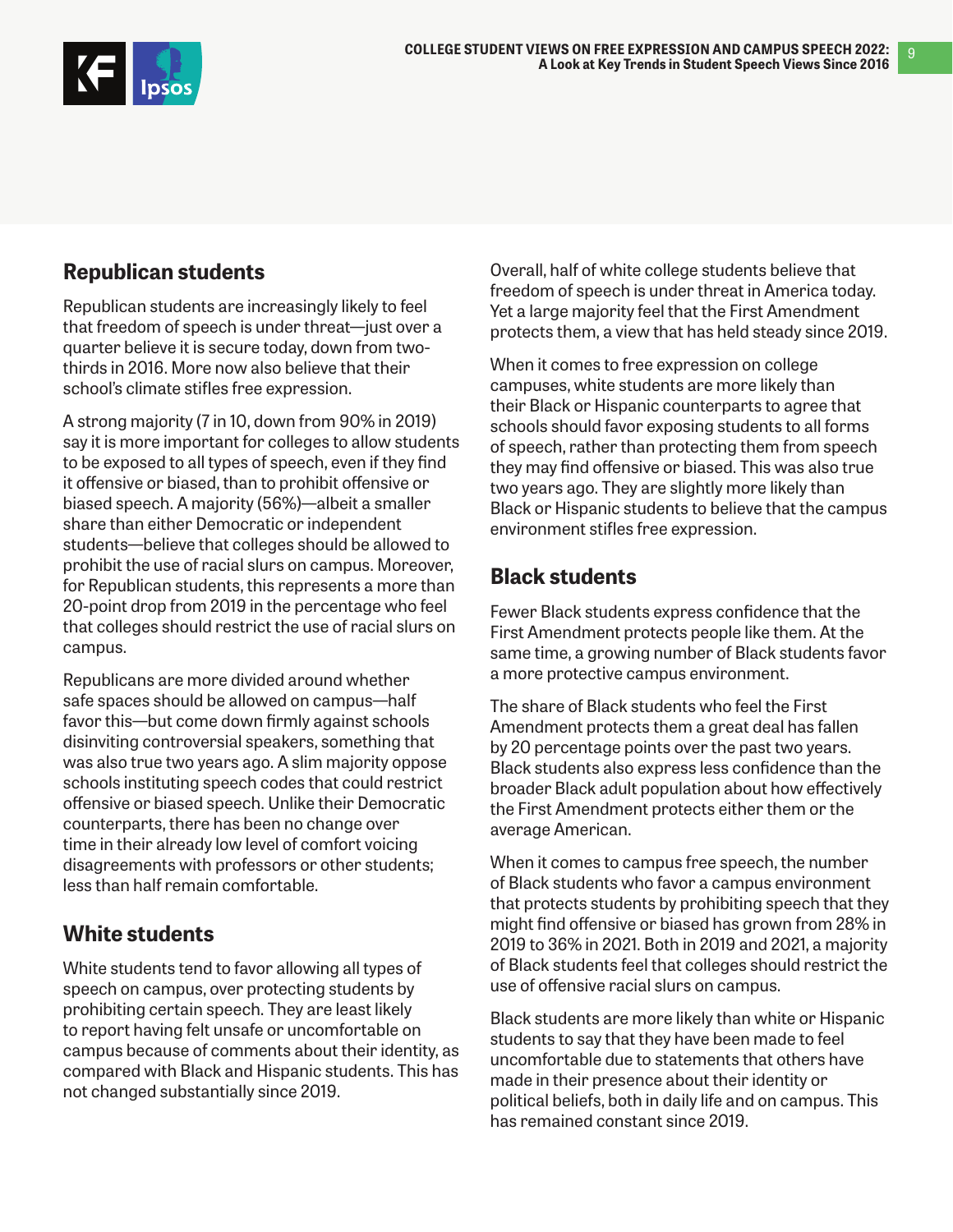## Republican students

Republican students are increasingly likely to feel that freedom of speech is under threat—just over a quarter believe it is secure today, down from two-thirds in 2016. More now also believe that their school's climate stifles free expression.

A strong majority (7 in 10, down from 90% in 2019) say it is more important for colleges to allow students to be exposed to all types of speech, even if they find it offensive or biased, than to prohibit offensive or biased speech. A majority (56%)—albeit a smaller share than either Democratic or independent students—believe that colleges should be allowed to prohibit the use of racial slurs on campus. Moreover, for Republican students, this represents a more than 20-point drop from 2019 in the percentage who feel that colleges should restrict the use of racial slurs on campus.

Republicans are more divided around whether safe spaces should be allowed on campus—half favor this—but come down firmly against schools disinviting controversial speakers, something that was also true two years ago. A slim majority oppose schools instituting speech codes that could restrict offensive or biased speech. Unlike their Democratic counterparts, there has been no change over time in their already low level of comfort voicing disagreements with professors or other students; less than half remain comfortable.

## White students

White students tend to favor allowing all types of speech on campus, over protecting students by prohibiting certain speech. They are least likely to report having felt unsafe or uncomfortable on campus because of comments about their identity, as compared with Black and Hispanic students. This has not changed substantially since 2019.

Overall, half of white college students believe that freedom of speech is under threat in America today. Yet a large majority feel that the First Amendment protects them, a view that has held steady since 2019.

When it comes to free expression on college campuses, white students are more likely than their Black or Hispanic counterparts to agree that schools should favor exposing students to all forms of speech, rather than protecting them from speech they may find offensive or biased. This was also true two years ago. They are slightly more likely than Black or Hispanic students to believe that the campus environment stifles free expression.

## Black students

Fewer Black students express confidence that the First Amendment protects people like them. At the same time, a growing number of Black students favor a more protective campus environment.

The share of Black students who feel the First Amendment protects them a great deal has fallen by 20 percentage points over the past two years. Black students also express less confidence than the broader Black adult population about how effectively the First Amendment protects either them or the average American.

When it comes to campus free speech, the number of Black students who favor a campus environment that protects students by prohibiting speech that they might find offensive or biased has grown from 28% in 2019 to 36% in 2021. Both in 2019 and 2021, a majority of Black students feel that colleges should restrict the use of offensive racial slurs on campus.

Black students are more likely than white or Hispanic students to say that they have been made to feel uncomfortable due to statements that others have made in their presence about their identity or political beliefs, both in daily life and on campus. This has remained constant since 2019.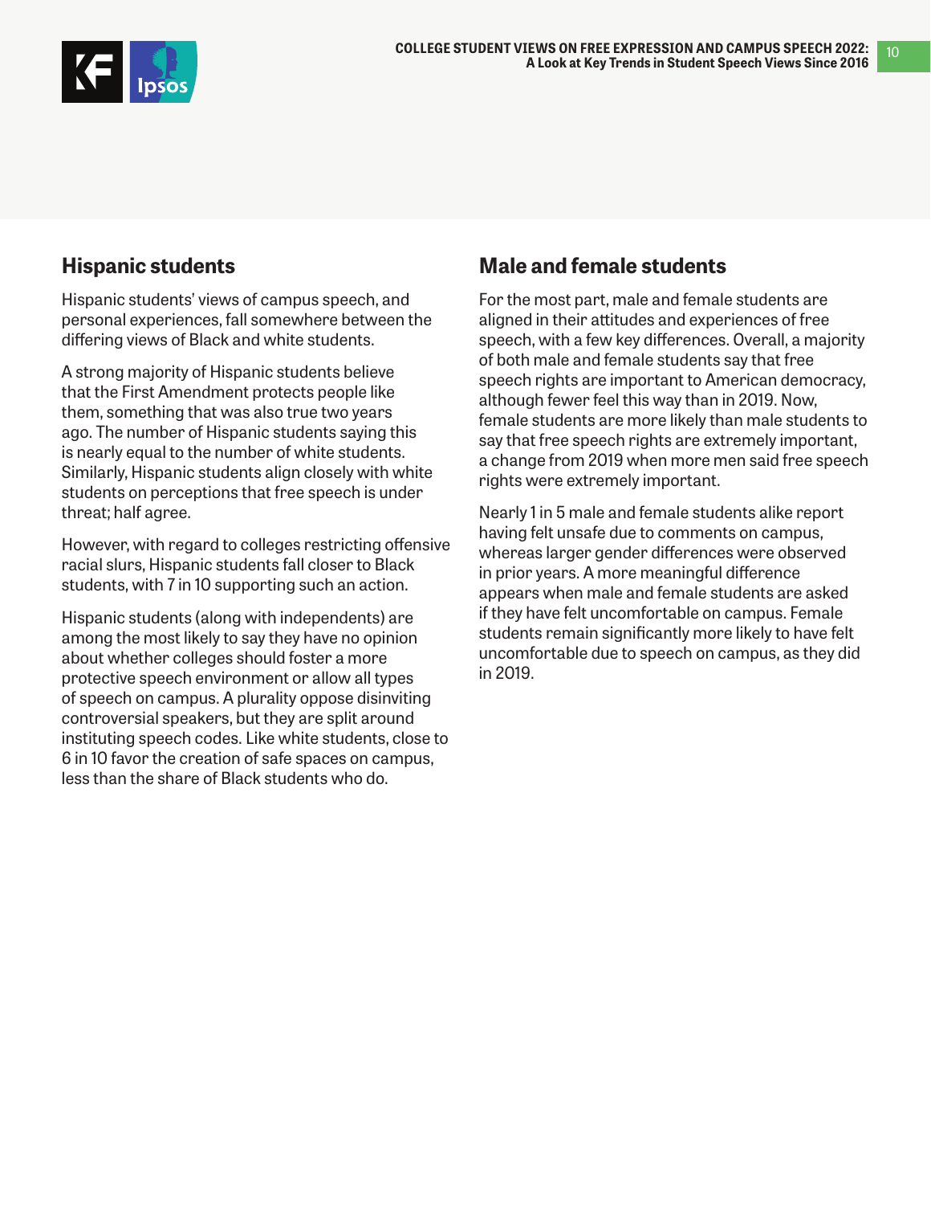## Hispanic students

Hispanic students' views of campus speech, and personal experiences, fall somewhere between the differing views of Black and white students.

A strong majority of Hispanic students believe that the First Amendment protects people like them, something that was also true two years ago. The number of Hispanic students saying this is nearly equal to the number of white students. Similarly, Hispanic students align closely with white students on perceptions that free speech is under threat; half agree.

However, with regard to colleges restricting offensive racial slurs, Hispanic students fall closer to Black students, with 7 in 10 supporting such an action.

Hispanic students (along with independents) are among the most likely to say they have no opinion about whether colleges should foster a more protective speech environment or allow all types of speech on campus. A plurality oppose disinviting controversial speakers, but they are split around instituting speech codes. Like white students, close to 6 in 10 favor the creation of safe spaces on campus, less than the share of Black students who do.

## Male and female students

For the most part, male and female students are aligned in their attitudes and experiences of free speech, with a few key differences. Overall, a majority of both male and female students say that free speech rights are important to American democracy, although fewer feel this way than in 2019. Now, female students are more likely than male students to say that free speech rights are extremely important, a change from 2019 when more men said free speech rights were extremely important.

Nearly 1 in 5 male and female students alike report having felt unsafe due to comments on campus, whereas larger gender differences were observed in prior years. A more meaningful difference appears when male and female students are asked if they have felt uncomfortable on campus. Female students remain significantly more likely to have felt uncomfortable due to speech on campus, as they did in 2019.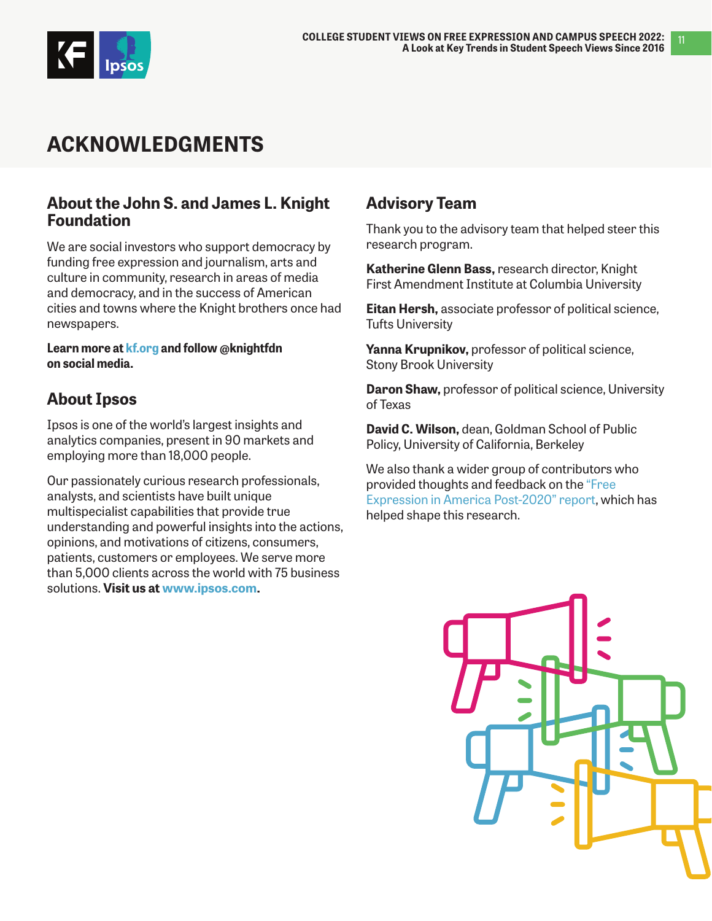# ACKNOWLEDGMENTS

## About the John S. and James L. Knight Foundation

We are social investors who support democracy by funding free expression and journalism, arts and culture in community, research in areas of media and democracy, and in the success of American cities and towns where the Knight brothers once had newspapers.

**Learn more at kf.org and follow @knightfdn on social media.**

## About Ipsos

Ipsos is one of the world's largest insights and analytics companies, present in 90 markets and employing more than 18,000 people.

Our passionately curious research professionals, analysts, and scientists have built unique multispecialist capabilities that provide true understanding and powerful insights into the actions, opinions, and motivations of citizens, consumers, patients, customers or employees. We serve more than 5,000 clients across the world with 75 business solutions. **Visit us at www.ipsos.com.**

## Advisory Team

Thank you to the advisory team that helped steer this research program.

**Katherine Glenn Bass,** research director, Knight First Amendment Institute at Columbia University

**Eitan Hersh,** associate professor of political science, Tufts University

**Yanna Krupnikov,** professor of political science, Stony Brook University

**Daron Shaw,** professor of political science, University of Texas

**David C. Wilson,** dean, Goldman School of Public Policy, University of California, Berkeley

We also thank a wider group of contributors who provided thoughts and feedback on the "Free Expression in America Post-2020" report, which has helped shape this research.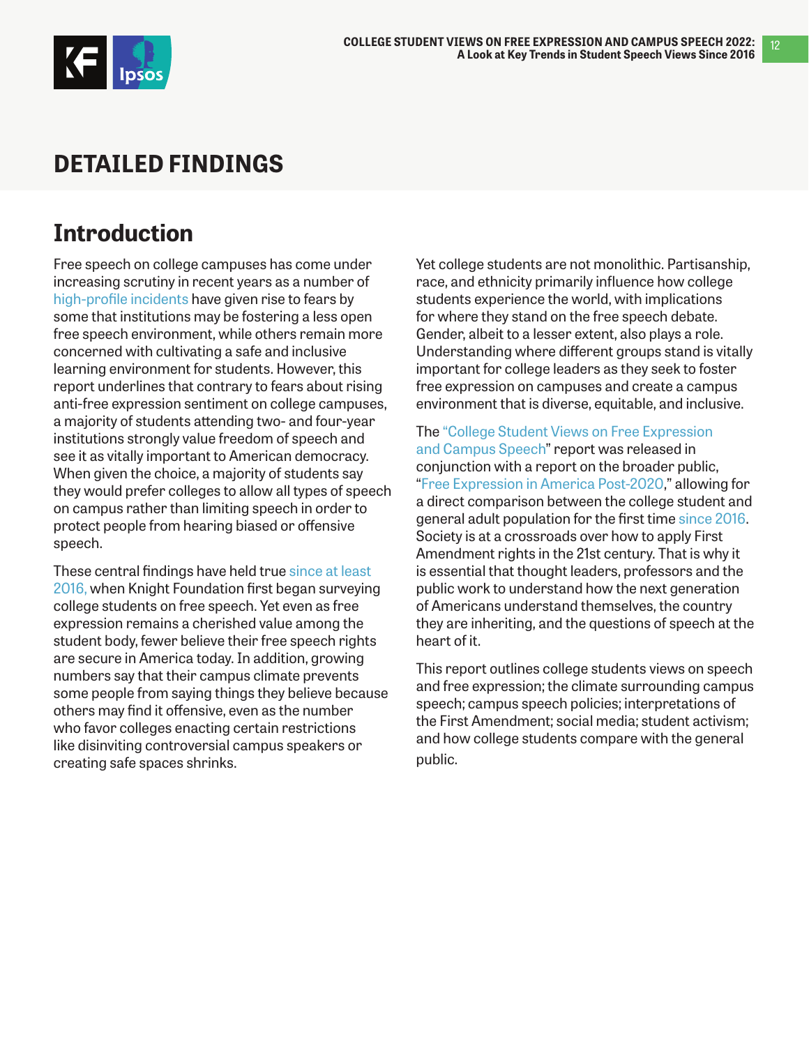# DETAILED FINDINGS

## Introduction

Free speech on college campuses has come under increasing scrutiny in recent years as a number of high-profile incidents have given rise to fears by some that institutions may be fostering a less open free speech environment, while others remain more concerned with cultivating a safe and inclusive learning environment for students. However, this report underlines that contrary to fears about rising anti-free expression sentiment on college campuses, a majority of students attending two- and four-year institutions strongly value freedom of speech and see it as vitally important to American democracy. When given the choice, a majority of students say they would prefer colleges to allow all types of speech on campus rather than limiting speech in order to protect people from hearing biased or offensive speech.

These central findings have held true since at least 2016, when Knight Foundation first began surveying college students on free speech. Yet even as free expression remains a cherished value among the student body, fewer believe their free speech rights are secure in America today. In addition, growing numbers say that their campus climate prevents some people from saying things they believe because others may find it offensive, even as the number who favor colleges enacting certain restrictions like disinviting controversial campus speakers or creating safe spaces shrinks.

Yet college students are not monolithic. Partisanship, race, and ethnicity primarily influence how college students experience the world, with implications for where they stand on the free speech debate. Gender, albeit to a lesser extent, also plays a role. Understanding where different groups stand is vitally important for college leaders as they seek to foster free expression on campuses and create a campus environment that is diverse, equitable, and inclusive.

The "College Student Views on Free Expression and Campus Speech" report was released in conjunction with a report on the broader public, "Free Expression in America Post-2020," allowing for a direct comparison between the college student and general adult population for the first time since 2016. Society is at a crossroads over how to apply First Amendment rights in the 21st century. That is why it is essential that thought leaders, professors and the public work to understand how the next generation of Americans understand themselves, the country they are inheriting, and the questions of speech at the heart of it.

This report outlines college students views on speech and free expression; the climate surrounding campus speech; campus speech policies; interpretations of the First Amendment; social media; student activism; and how college students compare with the general public.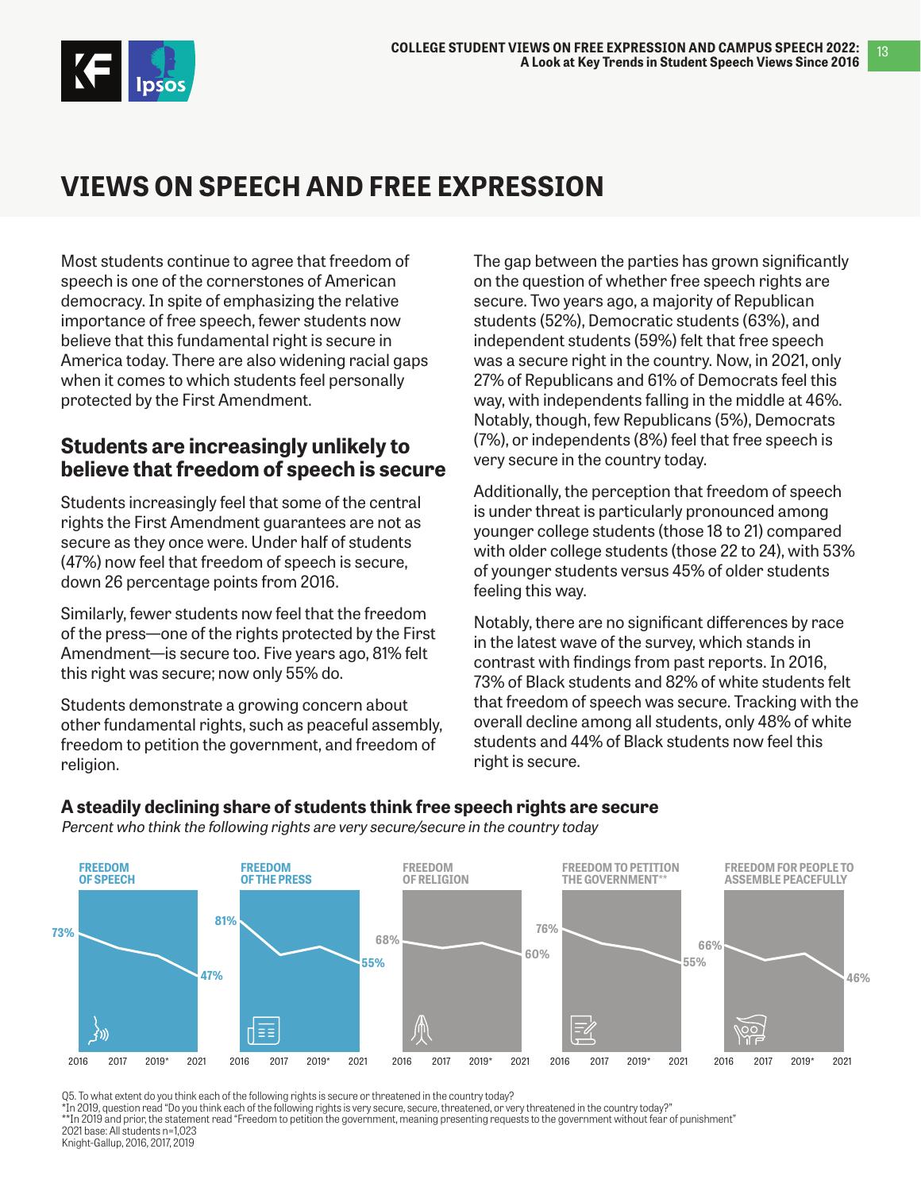# VIEWS ON SPEECH AND FREE EXPRESSION

Most students continue to agree that freedom of speech is one of the cornerstones of American democracy. In spite of emphasizing the relative importance of free speech, fewer students now believe that this fundamental right is secure in America today. There are also widening racial gaps when it comes to which students feel personally protected by the First Amendment.

## Students are increasingly unlikely to believe that freedom of speech is secure

Students increasingly feel that some of the central rights the First Amendment guarantees are not as secure as they once were. Under half of students (47%) now feel that freedom of speech is secure, down 26 percentage points from 2016.

Similarly, fewer students now feel that the freedom of the press—one of the rights protected by the First Amendment—is secure too. Five years ago, 81% felt this right was secure; now only 55% do.

Students demonstrate a growing concern about other fundamental rights, such as peaceful assembly, freedom to petition the government, and freedom of religion.

The gap between the parties has grown significantly on the question of whether free speech rights are secure. Two years ago, a majority of Republican students (52%), Democratic students (63%), and independent students (59%) felt that free speech was a secure right in the country. Now, in 2021, only 27% of Republicans and 61% of Democrats feel this way, with independents falling in the middle at 46%. Notably, though, few Republicans (5%), Democrats (7%), or independents (8%) feel that free speech is very secure in the country today.

Additionally, the perception that freedom of speech is under threat is particularly pronounced among younger college students (those 18 to 21) compared with older college students (those 22 to 24), with 53% of younger students versus 45% of older students feeling this way.

Notably, there are no significant differences by race in the latest wave of the survey, which stands in contrast with findings from past reports. In 2016, 73% of Black students and 82% of white students felt that freedom of speech was secure. Tracking with the overall decline among all students, only 48% of white students and 44% of Black students now feel this right is secure.

### A steadily declining share of students think free speech rights are secure

*Percent who think the following rights are very secure/secure in the country today*

| Right | 2016 | 2021 |
|---|---|---|
| Freedom of speech | 73% | 47% |
| Freedom of the press | 81% | 55% |
| Freedom of religion | 68% | 60% |
| Freedom to petition the government** | 76% | 55% |
| Freedom for people to assemble peacefully | 66% | 46% |

Q5. To what extent do you think each of the following rights is secure or threatened in the country today?
*In 2019, question read "Do you think each of the following rights is very secure, secure, threatened, or very threatened in the country today?"
**In 2019 and prior, the statement read "Freedom to petition the government, meaning presenting requests to the government without fear of punishment"
2021 base: All students n=1,023
Knight-Gallup, 2016, 2017, 2019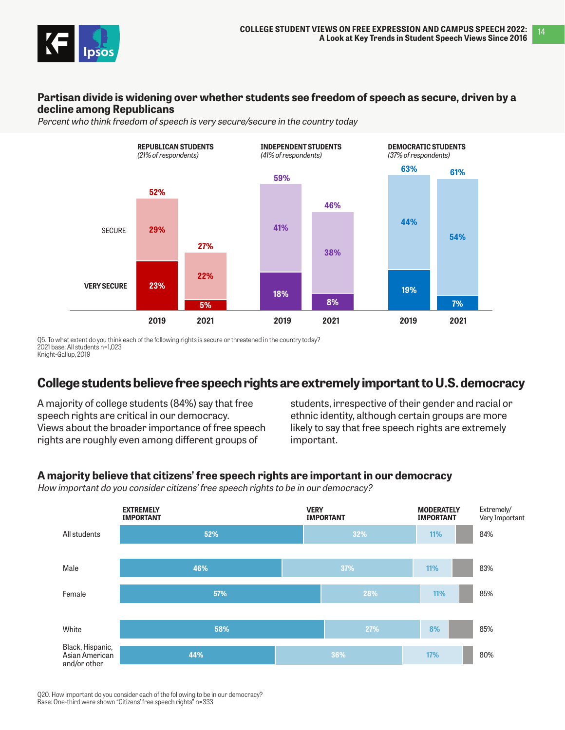### Partisan divide is widening over whether students see freedom of speech as secure, driven by a decline among Republicans

*Percent who think freedom of speech is very secure/secure in the country today*

| | Republican Students (21% of respondents) 2019 | Republican Students 2021 | Independent Students (41% of respondents) 2019 | Independent Students 2021 | Democratic Students (37% of respondents) 2019 | Democratic Students 2021 |
|---|---|---|---|---|---|---|
| Secure | 29% | 22% | 41% | 38% | 44% | 54% |
| Very secure | 23% | 5% | 18% | 8% | 19% | 7% |
| Total | 52% | 27% | 59% | 46% | 63% | 61% |

Q5. To what extent do you think each of the following rights is secure or threatened in the country today?
2021 base: All students n=1,023
Knight-Gallup, 2019

## College students believe free speech rights are extremely important to U.S. democracy

A majority of college students (84%) say that free speech rights are critical in our democracy. Views about the broader importance of free speech rights are roughly even among different groups of students, irrespective of their gender and racial or ethnic identity, although certain groups are more likely to say that free speech rights are extremely important.

### A majority believe that citizens' free speech rights are important in our democracy

*How important do you consider citizens' free speech rights to be in our democracy?*

| | Extremely important | Very important | Moderately important | Extremely/Very Important |
|---|---|---|---|---|
| All students | 52% | 32% | 11% | 84% |
| Male | 46% | 37% | 11% | 83% |
| Female | 57% | 28% | 11% | 85% |
| White | 58% | 27% | 8% | 85% |
| Black, Hispanic, Asian American and/or other | 44% | 36% | 17% | 80% |

Q20. How important do you consider each of the following to be in our democracy?
Base: One-third were shown "Citizens' free speech rights" n=333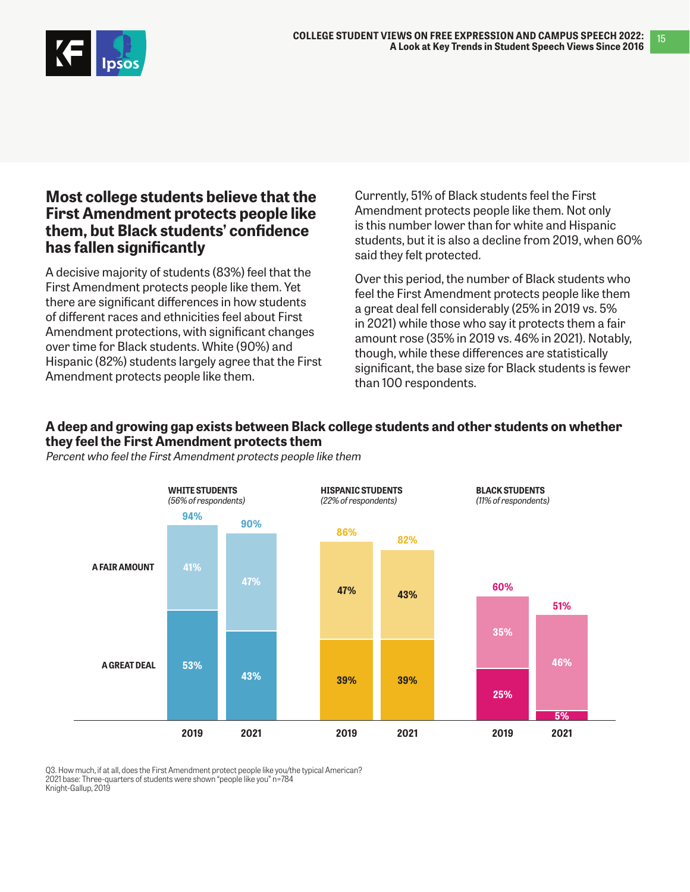## Most college students believe that the First Amendment protects people like them, but Black students' confidence has fallen significantly

A decisive majority of students (83%) feel that the First Amendment protects people like them. Yet there are significant differences in how students of different races and ethnicities feel about First Amendment protections, with significant changes over time for Black students. White (90%) and Hispanic (82%) students largely agree that the First Amendment protects people like them.

Currently, 51% of Black students feel the First Amendment protects people like them. Not only is this number lower than for white and Hispanic students, but it is also a decline from 2019, when 60% said they felt protected.

Over this period, the number of Black students who feel the First Amendment protects people like them a great deal fell considerably (25% in 2019 vs. 5% in 2021) while those who say it protects them a fair amount rose (35% in 2019 vs. 46% in 2021). Notably, though, while these differences are statistically significant, the base size for Black students is fewer than 100 respondents.

**A deep and growing gap exists between Black college students and other students on whether they feel the First Amendment protects them**

*Percent who feel the First Amendment protects people like them*

| | White Students (56% of respondents) 2019 | White Students 2021 | Hispanic Students (22% of respondents) 2019 | Hispanic Students 2021 | Black Students (11% of respondents) 2019 | Black Students 2021 |
|---|---|---|---|---|---|---|
| Total | 94% | 90% | 86% | 82% | 60% | 51% |
| A fair amount | 41% | 47% | 47% | 43% | 35% | 46% |
| A great deal | 53% | 43% | 39% | 39% | 25% | 5% |

Q3. How much, if at all, does the First Amendment protect people like you/the typical American?
2021 base: Three-quarters of students were shown "people like you" n=784
Knight-Gallup, 2019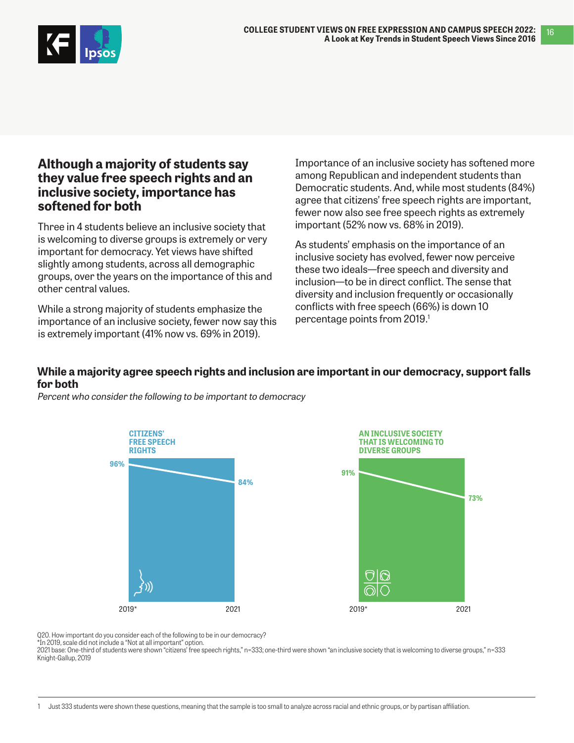## Although a majority of students say they value free speech rights and an inclusive society, importance has softened for both

Three in 4 students believe an inclusive society that is welcoming to diverse groups is extremely or very important for democracy. Yet views have shifted slightly among students, across all demographic groups, over the years on the importance of this and other central values.

While a strong majority of students emphasize the importance of an inclusive society, fewer now say this is extremely important (41% now vs. 69% in 2019).

Importance of an inclusive society has softened more among Republican and independent students than Democratic students. And, while most students (84%) agree that citizens' free speech rights are important, fewer now also see free speech rights as extremely important (52% now vs. 68% in 2019).

As students' emphasis on the importance of an inclusive society has evolved, fewer now perceive these two ideals—free speech and diversity and inclusion—to be in direct conflict. The sense that diversity and inclusion frequently or occasionally conflicts with free speech (66%) is down 10 percentage points from 2019.[1]

### While a majority agree speech rights and inclusion are important in our democracy, support falls for both

*Percent who consider the following to be important to democracy*

| | 2019* | 2021 |
|---|---|---|
| CITIZENS' FREE SPEECH RIGHTS | 96% | 84% |
| AN INCLUSIVE SOCIETY THAT IS WELCOMING TO DIVERSE GROUPS | 91% | 73% |

Q20. How important do you consider each of the following to be in our democracy?
*In 2019, scale did not include a "Not at all important" option.
2021 base: One-third of students were shown "citizens' free speech rights," n=333; one-third were shown "an inclusive society that is welcoming to diverse groups," n=333
Knight-Gallup, 2019

1 Just 333 students were shown these questions, meaning that the sample is too small to analyze across racial and ethnic groups, or by partisan affiliation.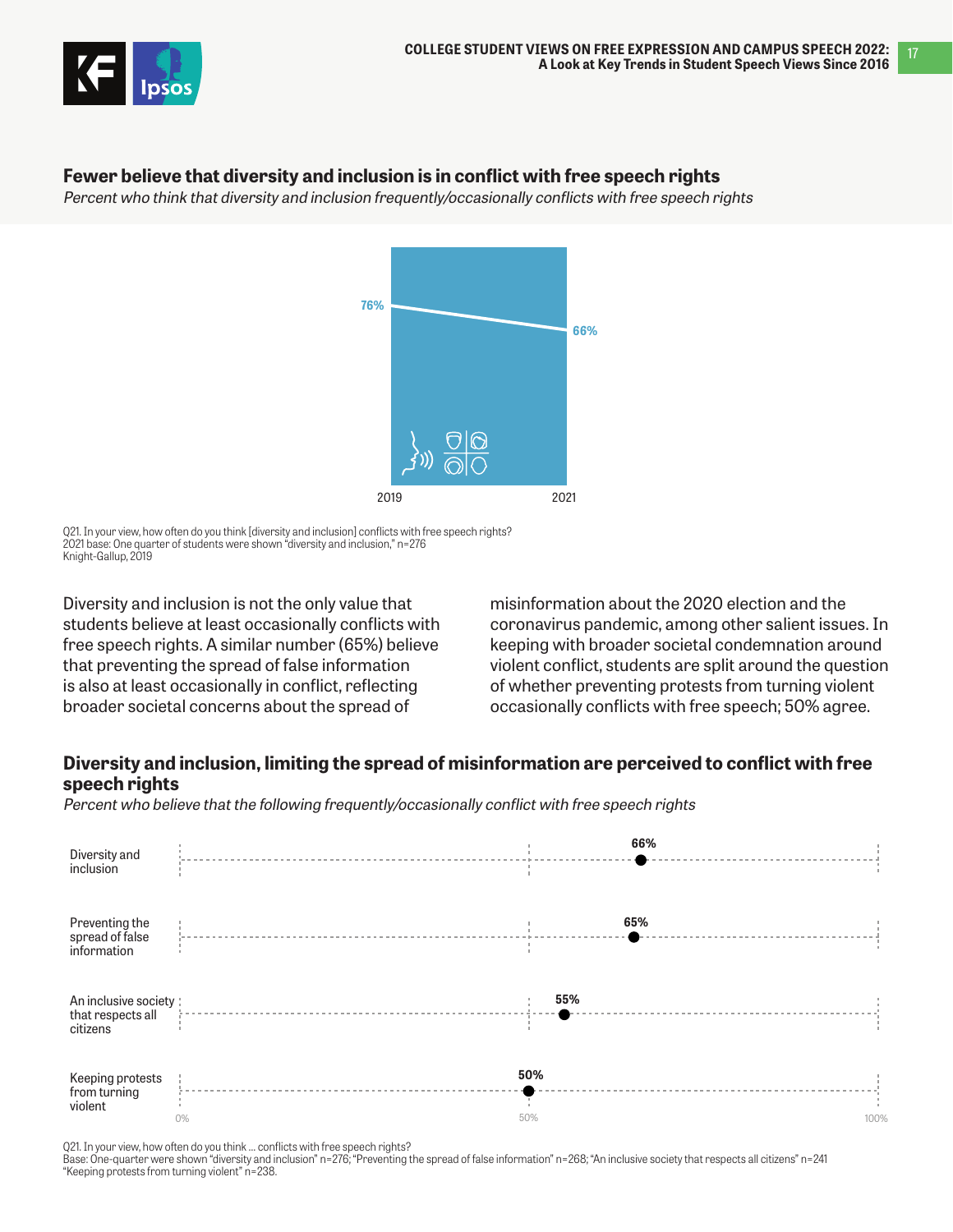## Fewer believe that diversity and inclusion is in conflict with free speech rights

*Percent who think that diversity and inclusion frequently/occasionally conflicts with free speech rights*

| 2019 | 2021 |
|---|---|
| 76% | 66% |

Q21. In your view, how often do you think [diversity and inclusion] conflicts with free speech rights?
2021 base: One quarter of students were shown "diversity and inclusion," n=276
Knight-Gallup, 2019

Diversity and inclusion is not the only value that students believe at least occasionally conflicts with free speech rights. A similar number (65%) believe that preventing the spread of false information is also at least occasionally in conflict, reflecting broader societal concerns about the spread of misinformation about the 2020 election and the coronavirus pandemic, among other salient issues. In keeping with broader societal condemnation around violent conflict, students are split around the question of whether preventing protests from turning violent occasionally conflicts with free speech; 50% agree.

## Diversity and inclusion, limiting the spread of misinformation are perceived to conflict with free speech rights

*Percent who believe that the following frequently/occasionally conflict with free speech rights*

| Item | Percent |
|---|---|
| Diversity and inclusion | 66% |
| Preventing the spread of false information | 65% |
| An inclusive society that respects all citizens | 55% |
| Keeping protests from turning violent | 50% |

Q21. In your view, how often do you think ... conflicts with free speech rights?
Base: One-quarter were shown "diversity and inclusion" n=276; "Preventing the spread of false information" n=268; "An inclusive society that respects all citizens" n=241
"Keeping protests from turning violent" n=238.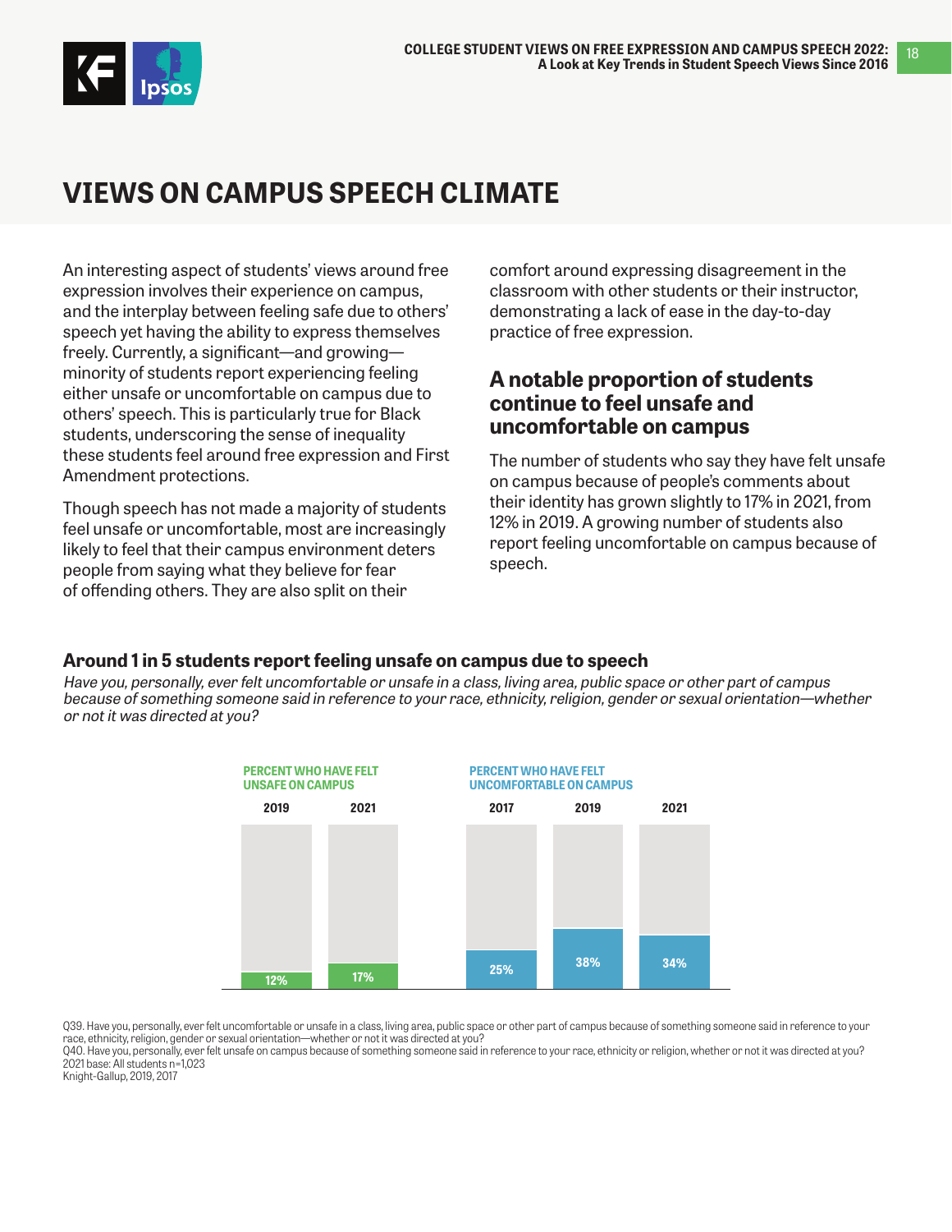# VIEWS ON CAMPUS SPEECH CLIMATE

An interesting aspect of students' views around free expression involves their experience on campus, and the interplay between feeling safe due to others' speech yet having the ability to express themselves freely. Currently, a significant—and growing—minority of students report experiencing feeling either unsafe or uncomfortable on campus due to others' speech. This is particularly true for Black students, underscoring the sense of inequality these students feel around free expression and First Amendment protections.

Though speech has not made a majority of students feel unsafe or uncomfortable, most are increasingly likely to feel that their campus environment deters people from saying what they believe for fear of offending others. They are also split on their comfort around expressing disagreement in the classroom with other students or their instructor, demonstrating a lack of ease in the day-to-day practice of free expression.

## A notable proportion of students continue to feel unsafe and uncomfortable on campus

The number of students who say they have felt unsafe on campus because of people's comments about their identity has grown slightly to 17% in 2021, from 12% in 2019. A growing number of students also report feeling uncomfortable on campus because of speech.

### Around 1 in 5 students report feeling unsafe on campus due to speech

*Have you, personally, ever felt uncomfortable or unsafe in a class, living area, public space or other part of campus because of something someone said in reference to your race, ethnicity, religion, gender or sexual orientation—whether or not it was directed at you?*

| | PERCENT WHO HAVE FELT UNSAFE ON CAMPUS | | PERCENT WHO HAVE FELT UNCOMFORTABLE ON CAMPUS | | |
|---|---|---|---|---|---|
| | 2019 | 2021 | 2017 | 2019 | 2021 |
| | 12% | 17% | 25% | 38% | 34% |

Q39. Have you, personally, ever felt uncomfortable or unsafe in a class, living area, public space or other part of campus because of something someone said in reference to your race, ethnicity, religion, gender or sexual orientation—whether or not it was directed at you?
Q40. Have you, personally, ever felt unsafe on campus because of something someone said in reference to your race, ethnicity or religion, whether or not it was directed at you?
2021 base: All students n=1,023
Knight-Gallup, 2019, 2017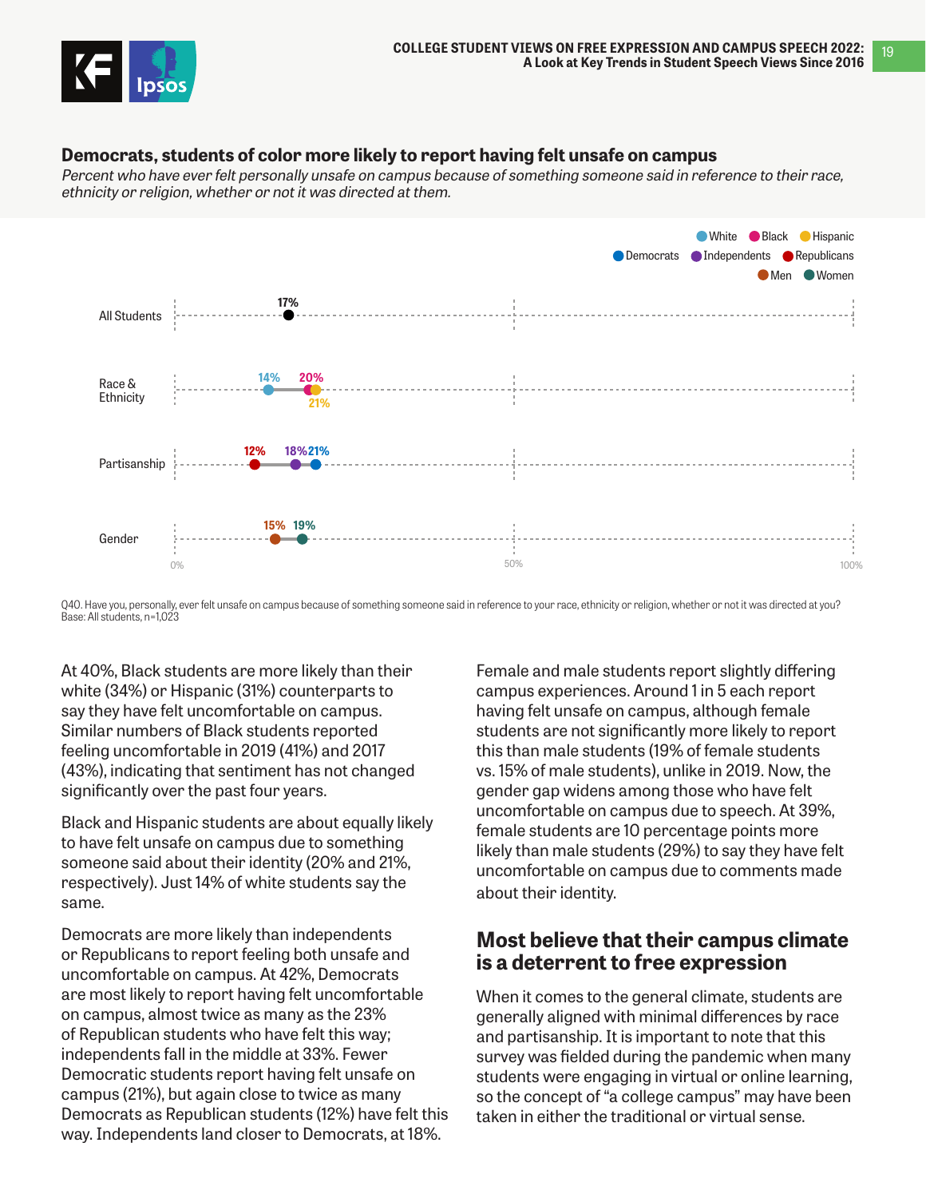## Democrats, students of color more likely to report having felt unsafe on campus

*Percent who have ever felt personally unsafe on campus because of something someone said in reference to their race, ethnicity or religion, whether or not it was directed at them.*

| | |
|---|---|
| All Students | 17% |
| Race & Ethnicity | White 14%, Black 20%, Hispanic 21% |
| Partisanship | Republicans 12%, Independents 18%, Democrats 21% |
| Gender | Men 15%, Women 19% |

Q40. Have you, personally, ever felt unsafe on campus because of something someone said in reference to your race, ethnicity or religion, whether or not it was directed at you?
Base: All students, n=1,023

At 40%, Black students are more likely than their white (34%) or Hispanic (31%) counterparts to say they have felt uncomfortable on campus. Similar numbers of Black students reported feeling uncomfortable in 2019 (41%) and 2017 (43%), indicating that sentiment has not changed significantly over the past four years.

Black and Hispanic students are about equally likely to have felt unsafe on campus due to something someone said about their identity (20% and 21%, respectively). Just 14% of white students say the same.

Democrats are more likely than independents or Republicans to report feeling both unsafe and uncomfortable on campus. At 42%, Democrats are most likely to report having felt uncomfortable on campus, almost twice as many as the 23% of Republican students who have felt this way; independents fall in the middle at 33%. Fewer Democratic students report having felt unsafe on campus (21%), but again close to twice as many Democrats as Republican students (12%) have felt this way. Independents land closer to Democrats, at 18%.

Female and male students report slightly differing campus experiences. Around 1 in 5 each report having felt unsafe on campus, although female students are not significantly more likely to report this than male students (19% of female students vs. 15% of male students), unlike in 2019. Now, the gender gap widens among those who have felt uncomfortable on campus due to speech. At 39%, female students are 10 percentage points more likely than male students (29%) to say they have felt uncomfortable on campus due to comments made about their identity.

## Most believe that their campus climate is a deterrent to free expression

When it comes to the general climate, students are generally aligned with minimal differences by race and partisanship. It is important to note that this survey was fielded during the pandemic when many students were engaging in virtual or online learning, so the concept of "a college campus" may have been taken in either the traditional or virtual sense.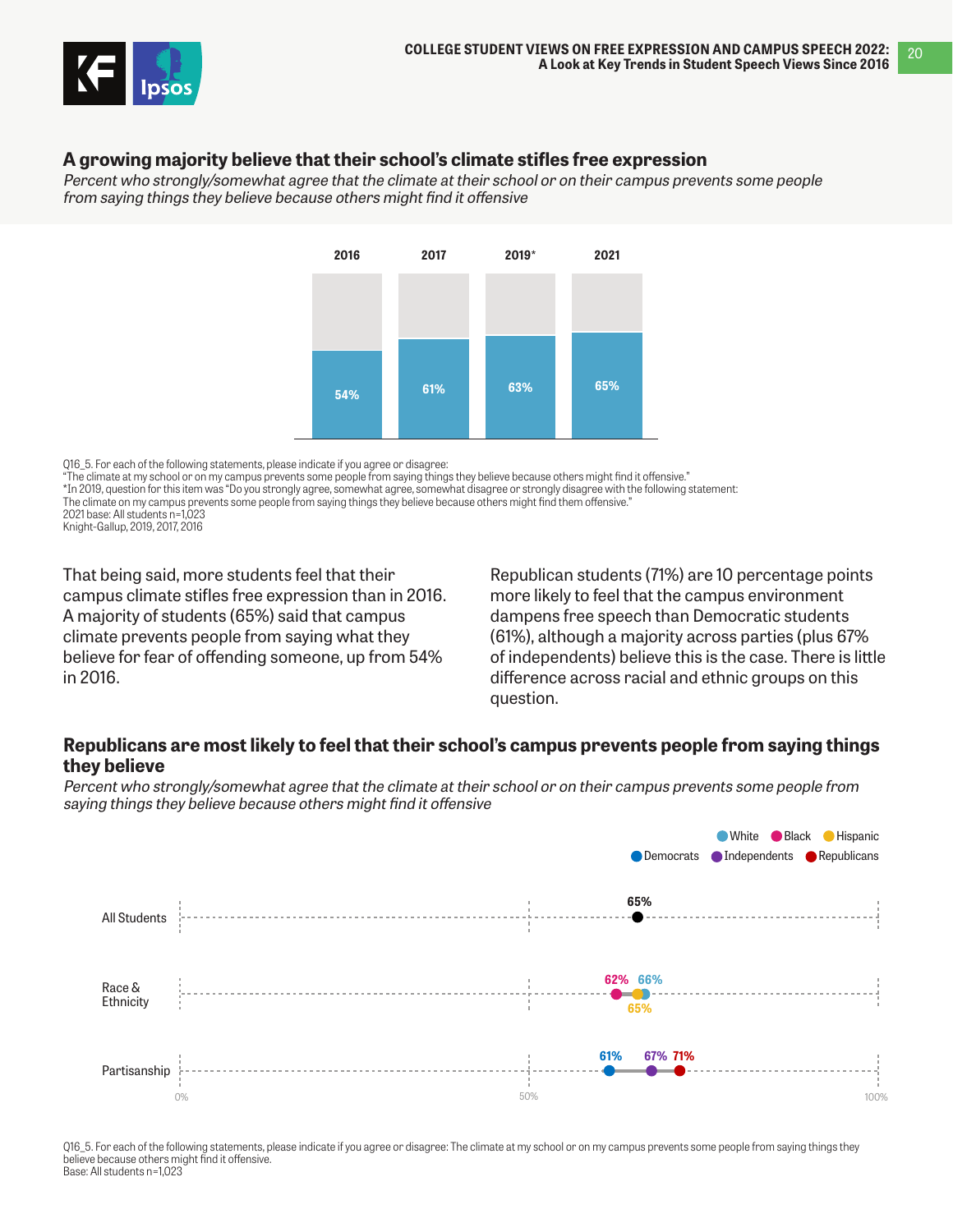## A growing majority believe that their school's climate stifles free expression

*Percent who strongly/somewhat agree that the climate at their school or on their campus prevents some people from saying things they believe because others might find it offensive*

| 2016 | 2017 | 2019* | 2021 |
| --- | --- | --- | --- |
| 54% | 61% | 63% | 65% |

Q16_5. For each of the following statements, please indicate if you agree or disagree:
"The climate at my school or on my campus prevents some people from saying things they believe because others might find it offensive."
*In 2019, question for this item was "Do you strongly agree, somewhat agree, somewhat disagree or strongly disagree with the following statement: The climate on my campus prevents some people from saying things they believe because others might find them offensive."
2021 base: All students n=1,023
Knight-Gallup, 2019, 2017, 2016

That being said, more students feel that their campus climate stifles free expression than in 2016. A majority of students (65%) said that campus climate prevents people from saying what they believe for fear of offending someone, up from 54% in 2016.

Republican students (71%) are 10 percentage points more likely to feel that the campus environment dampens free speech than Democratic students (61%), although a majority across parties (plus 67% of independents) believe this is the case. There is little difference across racial and ethnic groups on this question.

## Republicans are most likely to feel that their school's campus prevents people from saying things they believe

*Percent who strongly/somewhat agree that the climate at their school or on their campus prevents some people from saying things they believe because others might find it offensive*

| Group | | |
| --- | --- | --- |
| All Students | 65% | |
| Race & Ethnicity | White 66% | Black 62% | Hispanic 65% |
| Partisanship | Democrats 61% | Independents 67% | Republicans 71% |

Q16_5. For each of the following statements, please indicate if you agree or disagree: The climate at my school or on my campus prevents some people from saying things they believe because others might find it offensive.
Base: All students n=1,023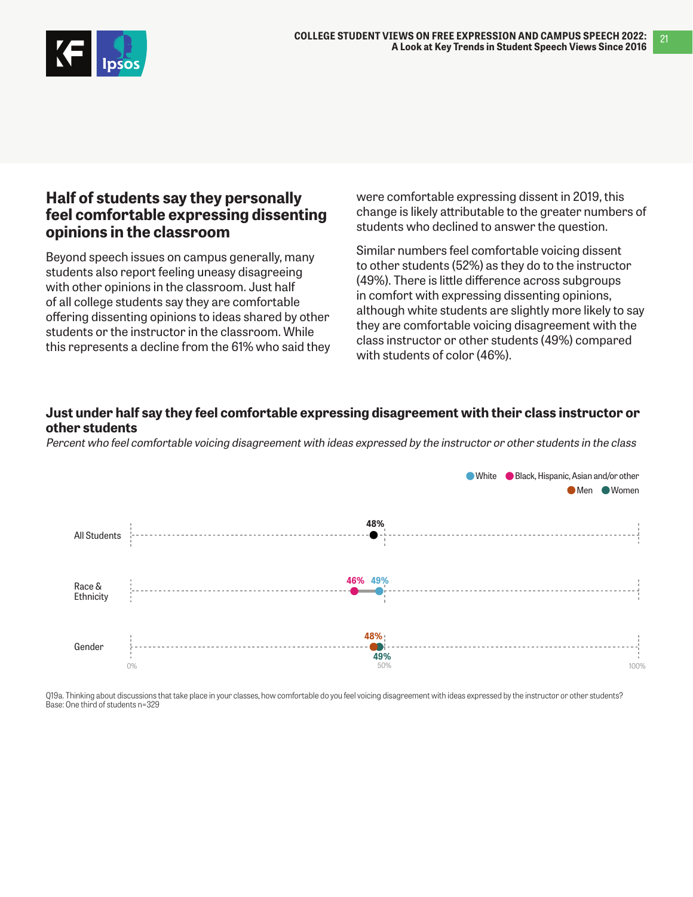## Half of students say they personally feel comfortable expressing dissenting opinions in the classroom

Beyond speech issues on campus generally, many students also report feeling uneasy disagreeing with other opinions in the classroom. Just half of all college students say they are comfortable offering dissenting opinions to ideas shared by other students or the instructor in the classroom. While this represents a decline from the 61% who said they were comfortable expressing dissent in 2019, this change is likely attributable to the greater numbers of students who declined to answer the question.

Similar numbers feel comfortable voicing dissent to other students (52%) as they do to the instructor (49%). There is little difference across subgroups in comfort with expressing dissenting opinions, although white students are slightly more likely to say they are comfortable voicing disagreement with the class instructor or other students (49%) compared with students of color (46%).

### Just under half say they feel comfortable expressing disagreement with their class instructor or other students

*Percent who feel comfortable voicing disagreement with ideas expressed by the instructor or other students in the class*

| Group | Value |
|---|---|
| All Students | 48% |
| Race & Ethnicity: White | 49% |
| Race & Ethnicity: Black, Hispanic, Asian and/or other | 46% |
| Gender: Men | 48% |
| Gender: Women | 49% |

Q19a. Thinking about discussions that take place in your classes, how comfortable do you feel voicing disagreement with ideas expressed by the instructor or other students?
Base: One third of students n=329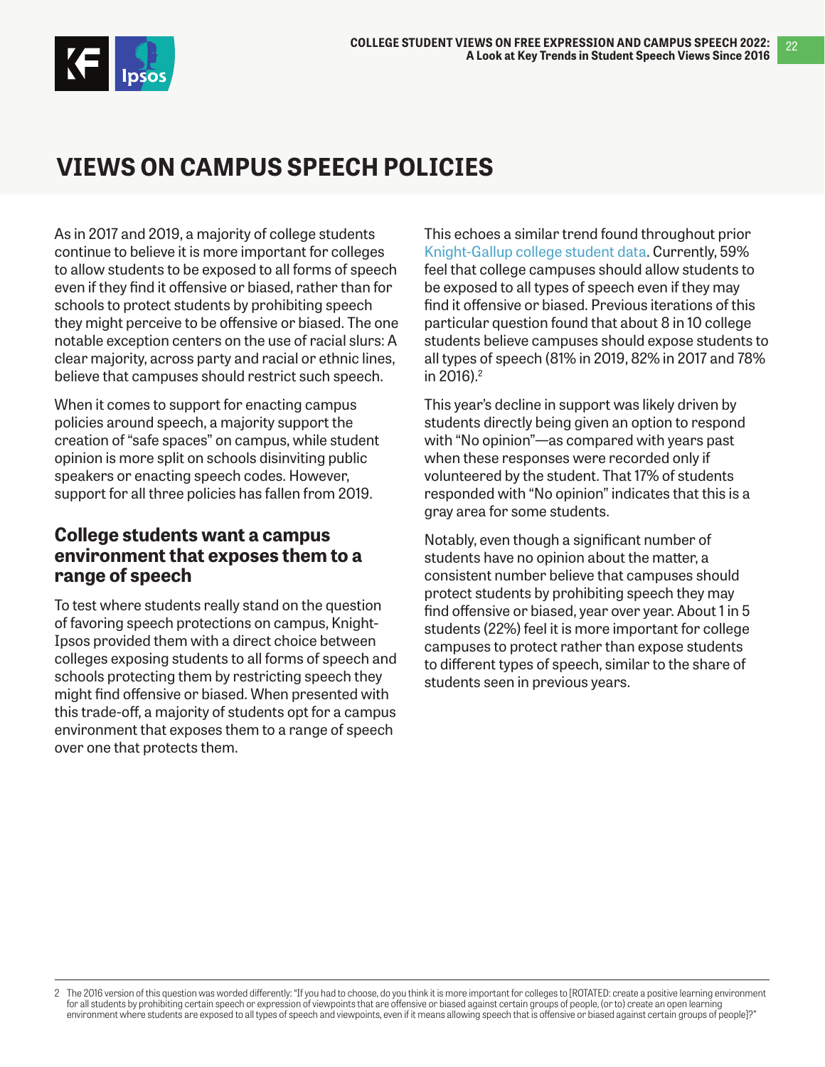# VIEWS ON CAMPUS SPEECH POLICIES

As in 2017 and 2019, a majority of college students continue to believe it is more important for colleges to allow students to be exposed to all forms of speech even if they find it offensive or biased, rather than for schools to protect students by prohibiting speech they might perceive to be offensive or biased. The one notable exception centers on the use of racial slurs: A clear majority, across party and racial or ethnic lines, believe that campuses should restrict such speech.

When it comes to support for enacting campus policies around speech, a majority support the creation of "safe spaces" on campus, while student opinion is more split on schools disinviting public speakers or enacting speech codes. However, support for all three policies has fallen from 2019.

## College students want a campus environment that exposes them to a range of speech

To test where students really stand on the question of favoring speech protections on campus, Knight-Ipsos provided them with a direct choice between colleges exposing students to all forms of speech and schools protecting them by restricting speech they might find offensive or biased. When presented with this trade-off, a majority of students opt for a campus environment that exposes them to a range of speech over one that protects them.

This echoes a similar trend found throughout prior Knight-Gallup college student data. Currently, 59% feel that college campuses should allow students to be exposed to all types of speech even if they may find it offensive or biased. Previous iterations of this particular question found that about 8 in 10 college students believe campuses should expose students to all types of speech (81% in 2019, 82% in 2017 and 78% in 2016).[2]

This year's decline in support was likely driven by students directly being given an option to respond with "No opinion"—as compared with years past when these responses were recorded only if volunteered by the student. That 17% of students responded with "No opinion" indicates that this is a gray area for some students.

Notably, even though a significant number of students have no opinion about the matter, a consistent number believe that campuses should protect students by prohibiting speech they may find offensive or biased, year over year. About 1 in 5 students (22%) feel it is more important for college campuses to protect rather than expose students to different types of speech, similar to the share of students seen in previous years.

---

2 The 2016 version of this question was worded differently: "If you had to choose, do you think it is more important for colleges to [ROTATED: create a positive learning environment for all students by prohibiting certain speech or expression of viewpoints that are offensive or biased against certain groups of people, (or to) create an open learning environment where students are exposed to all types of speech and viewpoints, even if it means allowing speech that is offensive or biased against certain groups of people]?"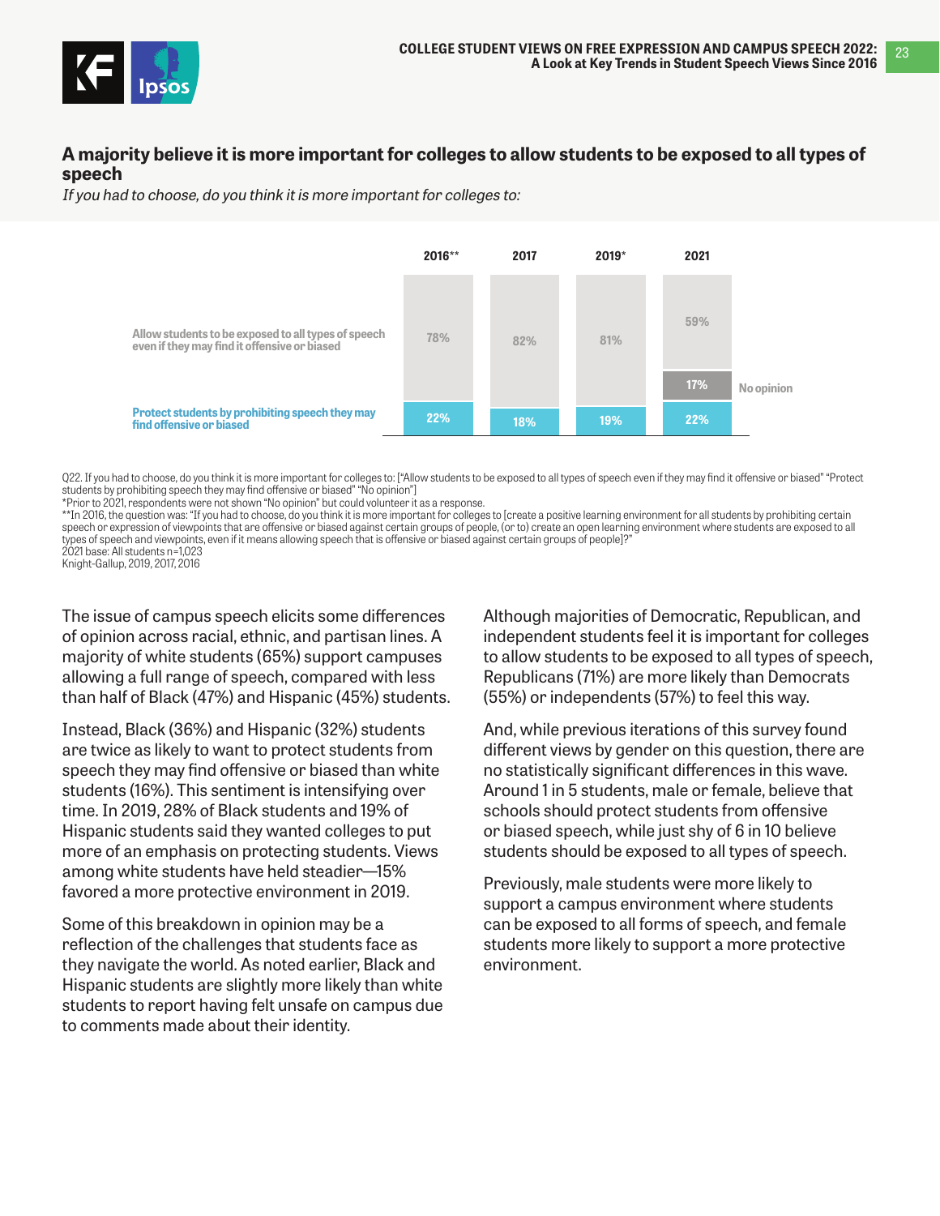## A majority believe it is more important for colleges to allow students to be exposed to all types of speech

*If you had to choose, do you think it is more important for colleges to:*

| | 2016** | 2017 | 2019* | 2021 |
|---|---|---|---|---|
| Allow students to be exposed to all types of speech even if they may find it offensive or biased | 78% | 82% | 81% | 59% |
| No opinion | | | | 17% |
| Protect students by prohibiting speech they may find offensive or biased | 22% | 18% | 19% | 22% |

Q22. If you had to choose, do you think it is more important for colleges to: ["Allow students to be exposed to all types of speech even if they may find it offensive or biased" "Protect students by prohibiting speech they may find offensive or biased" "No opinion"]
*Prior to 2021, respondents were not shown "No opinion" but could volunteer it as a response.
**In 2016, the question was: "If you had to choose, do you think it is more important for colleges to [create a positive learning environment for all students by prohibiting certain speech or expression of viewpoints that are offensive or biased against certain groups of people, (or to) create an open learning environment where students are exposed to all types of speech and viewpoints, even if it means allowing speech that is offensive or biased against certain groups of people]?"
2021 base: All students n=1,023
Knight-Gallup, 2019, 2017, 2016

The issue of campus speech elicits some differences of opinion across racial, ethnic, and partisan lines. A majority of white students (65%) support campuses allowing a full range of speech, compared with less than half of Black (47%) and Hispanic (45%) students.

Instead, Black (36%) and Hispanic (32%) students are twice as likely to want to protect students from speech they may find offensive or biased than white students (16%). This sentiment is intensifying over time. In 2019, 28% of Black students and 19% of Hispanic students said they wanted colleges to put more of an emphasis on protecting students. Views among white students have held steadier—15% favored a more protective environment in 2019.

Some of this breakdown in opinion may be a reflection of the challenges that students face as they navigate the world. As noted earlier, Black and Hispanic students are slightly more likely than white students to report having felt unsafe on campus due to comments made about their identity.

Although majorities of Democratic, Republican, and independent students feel it is important for colleges to allow students to be exposed to all types of speech, Republicans (71%) are more likely than Democrats (55%) or independents (57%) to feel this way.

And, while previous iterations of this survey found different views by gender on this question, there are no statistically significant differences in this wave. Around 1 in 5 students, male or female, believe that schools should protect students from offensive or biased speech, while just shy of 6 in 10 believe students should be exposed to all types of speech.

Previously, male students were more likely to support a campus environment where students can be exposed to all forms of speech, and female students more likely to support a more protective environment.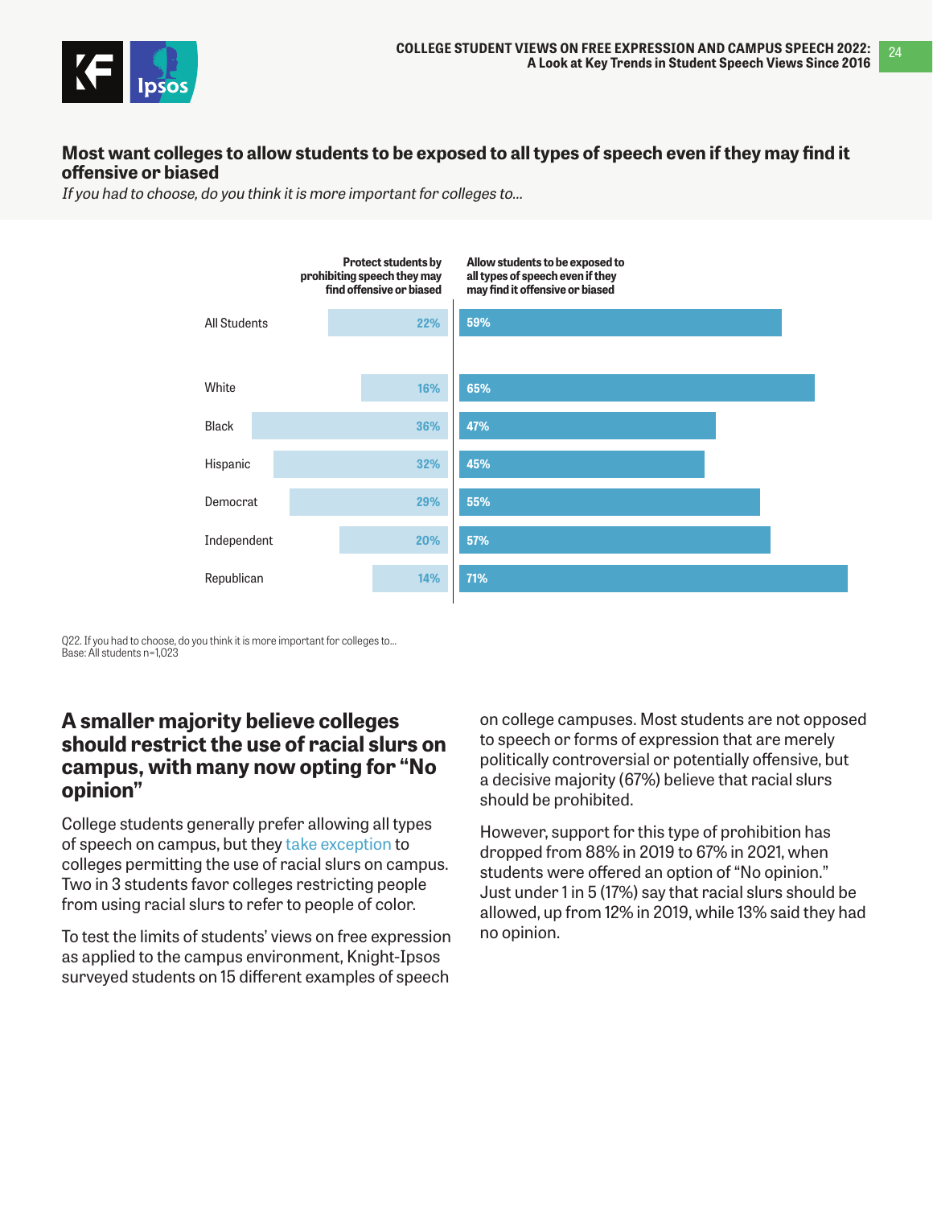## Most want colleges to allow students to be exposed to all types of speech even if they may find it offensive or biased

*If you had to choose, do you think it is more important for colleges to...*

| | Protect students by prohibiting speech they may find offensive or biased | Allow students to be exposed to all types of speech even if they may find it offensive or biased |
|---|---|---|
| All Students | 22% | 59% |
| White | 16% | 65% |
| Black | 36% | 47% |
| Hispanic | 32% | 45% |
| Democrat | 29% | 55% |
| Independent | 20% | 57% |
| Republican | 14% | 71% |

Q22. If you had to choose, do you think it is more important for colleges to...
Base: All students n=1,023

## A smaller majority believe colleges should restrict the use of racial slurs on campus, with many now opting for "No opinion"

College students generally prefer allowing all types of speech on campus, but they take exception to colleges permitting the use of racial slurs on campus. Two in 3 students favor colleges restricting people from using racial slurs to refer to people of color.

To test the limits of students' views on free expression as applied to the campus environment, Knight-Ipsos surveyed students on 15 different examples of speech on college campuses. Most students are not opposed to speech or forms of expression that are merely politically controversial or potentially offensive, but a decisive majority (67%) believe that racial slurs should be prohibited.

However, support for this type of prohibition has dropped from 88% in 2019 to 67% in 2021, when students were offered an option of "No opinion." Just under 1 in 5 (17%) say that racial slurs should be allowed, up from 12% in 2019, while 13% said they had no opinion.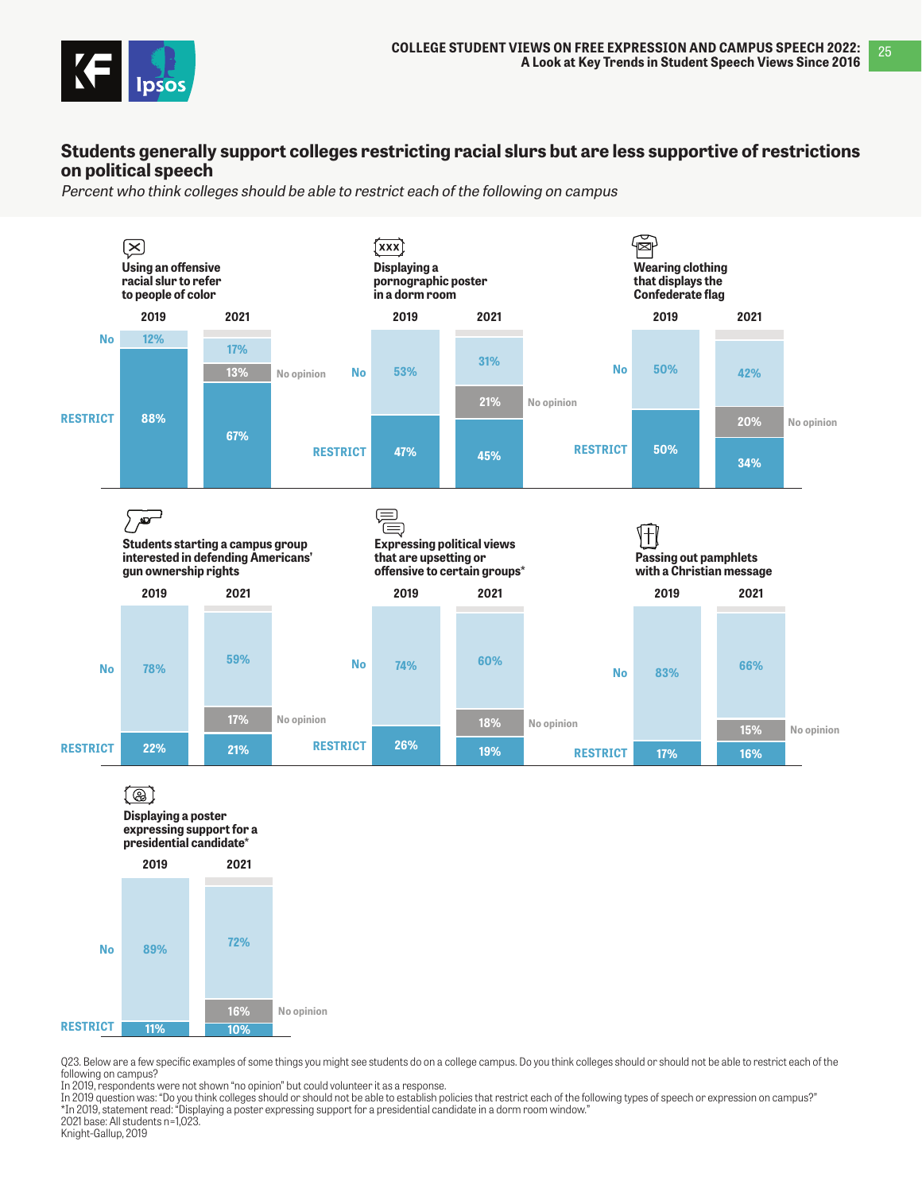## Students generally support colleges restricting racial slurs but are less supportive of restrictions on political speech

*Percent who think colleges should be able to restrict each of the following on campus*

| Item | Year | Restrict | No opinion | No |
|---|---|---|---|---|
| Using an offensive racial slur to refer to people of color | 2019 | 88% | | 12% |
| | 2021 | 67% | 13% | 17% |
| Displaying a pornographic poster in a dorm room | 2019 | 47% | | 53% |
| | 2021 | 45% | 21% | 31% |
| Wearing clothing that displays the Confederate flag | 2019 | 50% | | 50% |
| | 2021 | 34% | 20% | 42% |
| Students starting a campus group interested in defending Americans' gun ownership rights | 2019 | 22% | | 78% |
| | 2021 | 21% | 17% | 59% |
| Expressing political views that are upsetting or offensive to certain groups* | 2019 | 26% | | 74% |
| | 2021 | 19% | 18% | 60% |
| Passing out pamphlets with a Christian message | 2019 | 17% | | 83% |
| | 2021 | 16% | 15% | 66% |
| Displaying a poster expressing support for a presidential candidate* | 2019 | 11% | | 89% |
| | 2021 | 10% | 16% | 72% |

Q23. Below are a few specific examples of some things you might see students do on a college campus. Do you think colleges should or should not be able to restrict each of the following on campus?
In 2019, respondents were not shown "no opinion" but could volunteer it as a response.
In 2019 question was: "Do you think colleges should or should not be able to establish policies that restrict each of the following types of speech or expression on campus?"
*In 2019, statement read: "Displaying a poster expressing support for a presidential candidate in a dorm room window."
2021 base: All students n=1,023.
Knight-Gallup, 2019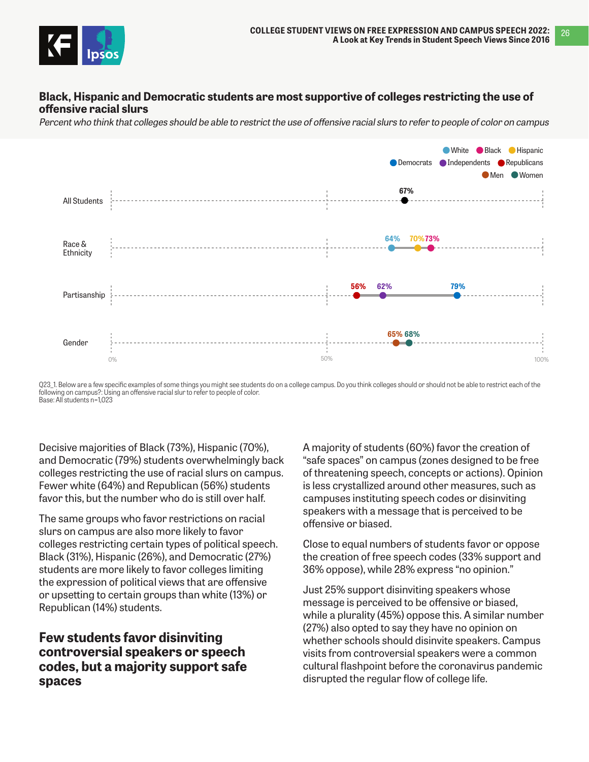## Black, Hispanic and Democratic students are most supportive of colleges restricting the use of offensive racial slurs

*Percent who think that colleges should be able to restrict the use of offensive racial slurs to refer to people of color on campus*

| Group | Values |
| --- | --- |
| All Students | 67% |
| Race & Ethnicity | White 64%, Hispanic 70%, Black 73% |
| Partisanship | Republicans 56%, Independents 62%, Democrats 79% |
| Gender | Men 65%, Women 68% |

Q23_1. Below are a few specific examples of some things you might see students do on a college campus. Do you think colleges should or should not be able to restrict each of the following on campus?: Using an offensive racial slur to refer to people of color.
Base: All students n=1,023

Decisive majorities of Black (73%), Hispanic (70%), and Democratic (79%) students overwhelmingly back colleges restricting the use of racial slurs on campus. Fewer white (64%) and Republican (56%) students favor this, but the number who do is still over half.

The same groups who favor restrictions on racial slurs on campus are also more likely to favor colleges restricting certain types of political speech. Black (31%), Hispanic (26%), and Democratic (27%) students are more likely to favor colleges limiting the expression of political views that are offensive or upsetting to certain groups than white (13%) or Republican (14%) students.

### Few students favor disinviting controversial speakers or speech codes, but a majority support safe spaces

A majority of students (60%) favor the creation of "safe spaces" on campus (zones designed to be free of threatening speech, concepts or actions). Opinion is less crystallized around other measures, such as campuses instituting speech codes or disinviting speakers with a message that is perceived to be offensive or biased.

Close to equal numbers of students favor or oppose the creation of free speech codes (33% support and 36% oppose), while 28% express "no opinion."

Just 25% support disinviting speakers whose message is perceived to be offensive or biased, while a plurality (45%) oppose this. A similar number (27%) also opted to say they have no opinion on whether schools should disinvite speakers. Campus visits from controversial speakers were a common cultural flashpoint before the coronavirus pandemic disrupted the regular flow of college life.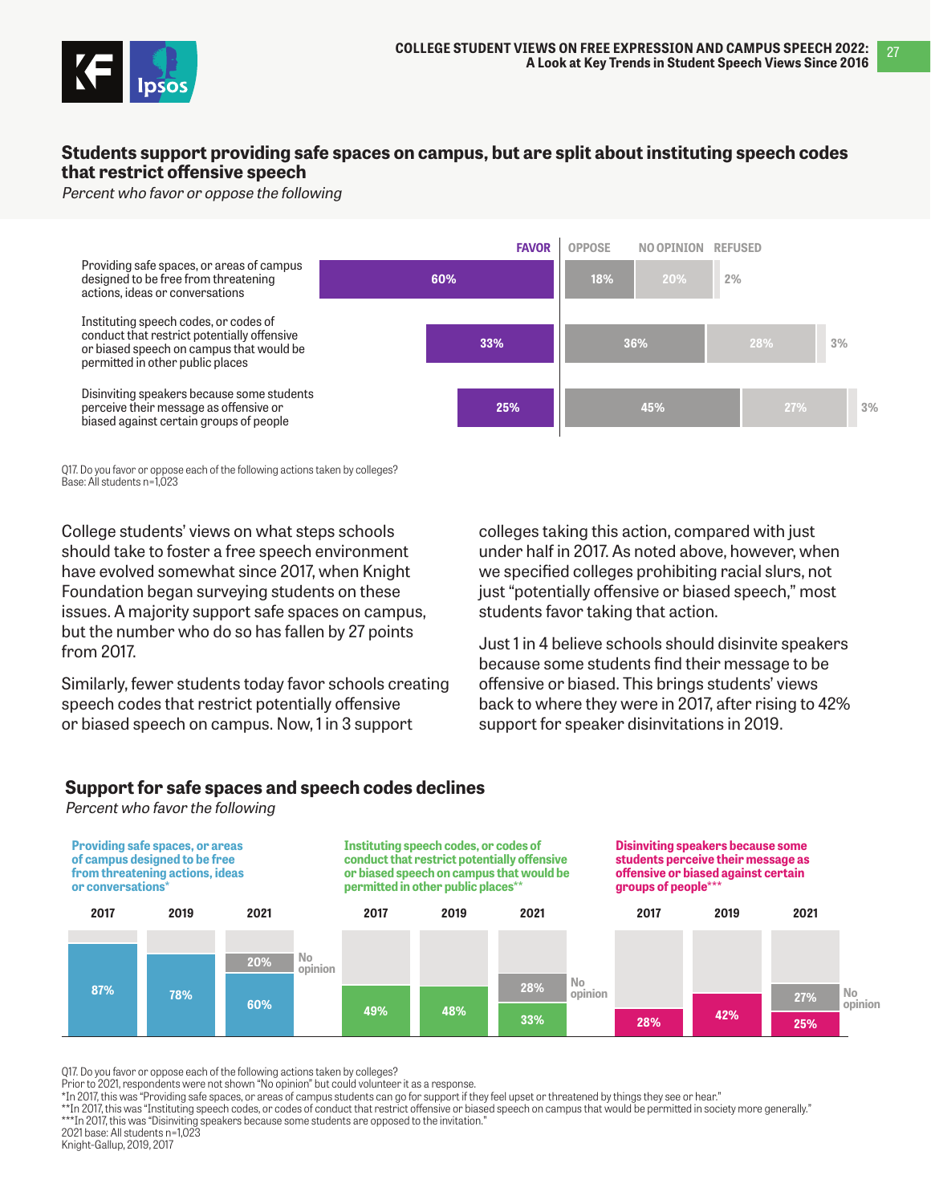## Students support providing safe spaces on campus, but are split about instituting speech codes that restrict offensive speech

*Percent who favor or oppose the following*

| | FAVOR | OPPOSE | NO OPINION | REFUSED |
|---|---|---|---|---|
| Providing safe spaces, or areas of campus designed to be free from threatening actions, ideas or conversations | 60% | 18% | 20% | 2% |
| Instituting speech codes, or codes of conduct that restrict potentially offensive or biased speech on campus that would be permitted in other public places | 33% | 36% | 28% | 3% |
| Disinviting speakers because some students perceive their message as offensive or biased against certain groups of people | 25% | 45% | 27% | 3% |

Q17. Do you favor or oppose each of the following actions taken by colleges?
Base: All students n=1,023

College students' views on what steps schools should take to foster a free speech environment have evolved somewhat since 2017, when Knight Foundation began surveying students on these issues. A majority support safe spaces on campus, but the number who do so has fallen by 27 points from 2017.

Similarly, fewer students today favor schools creating speech codes that restrict potentially offensive or biased speech on campus. Now, 1 in 3 support colleges taking this action, compared with just under half in 2017. As noted above, however, when we specified colleges prohibiting racial slurs, not just "potentially offensive or biased speech," most students favor taking that action.

Just 1 in 4 believe schools should disinvite speakers because some students find their message to be offensive or biased. This brings students' views back to where they were in 2017, after rising to 42% support for speaker disinvitations in 2019.

## Support for safe spaces and speech codes declines

*Percent who favor the following*

| | 2017 | 2019 | 2021 | 2021 No opinion |
|---|---|---|---|---|
| Providing safe spaces, or areas of campus designed to be free from threatening actions, ideas or conversations* | 87% | 78% | 60% | 20% |
| Instituting speech codes, or codes of conduct that restrict potentially offensive or biased speech on campus that would be permitted in other public places** | 49% | 48% | 33% | 28% |
| Disinviting speakers because some students perceive their message as offensive or biased against certain groups of people*** | 28% | 42% | 25% | 27% |

Q17. Do you favor or oppose each of the following actions taken by colleges?
Prior to 2021, respondents were not shown "No opinion" but could volunteer it as a response.
*In 2017, this was "Providing safe spaces, or areas of campus students can go for support if they feel upset or threatened by things they see or hear."
**In 2017, this was "Instituting speech codes, or codes of conduct that restrict offensive or biased speech on campus that would be permitted in society more generally."
***In 2017, this was "Disinviting speakers because some students are opposed to the invitation."
2021 base: All students n=1,023
Knight-Gallup, 2019, 2017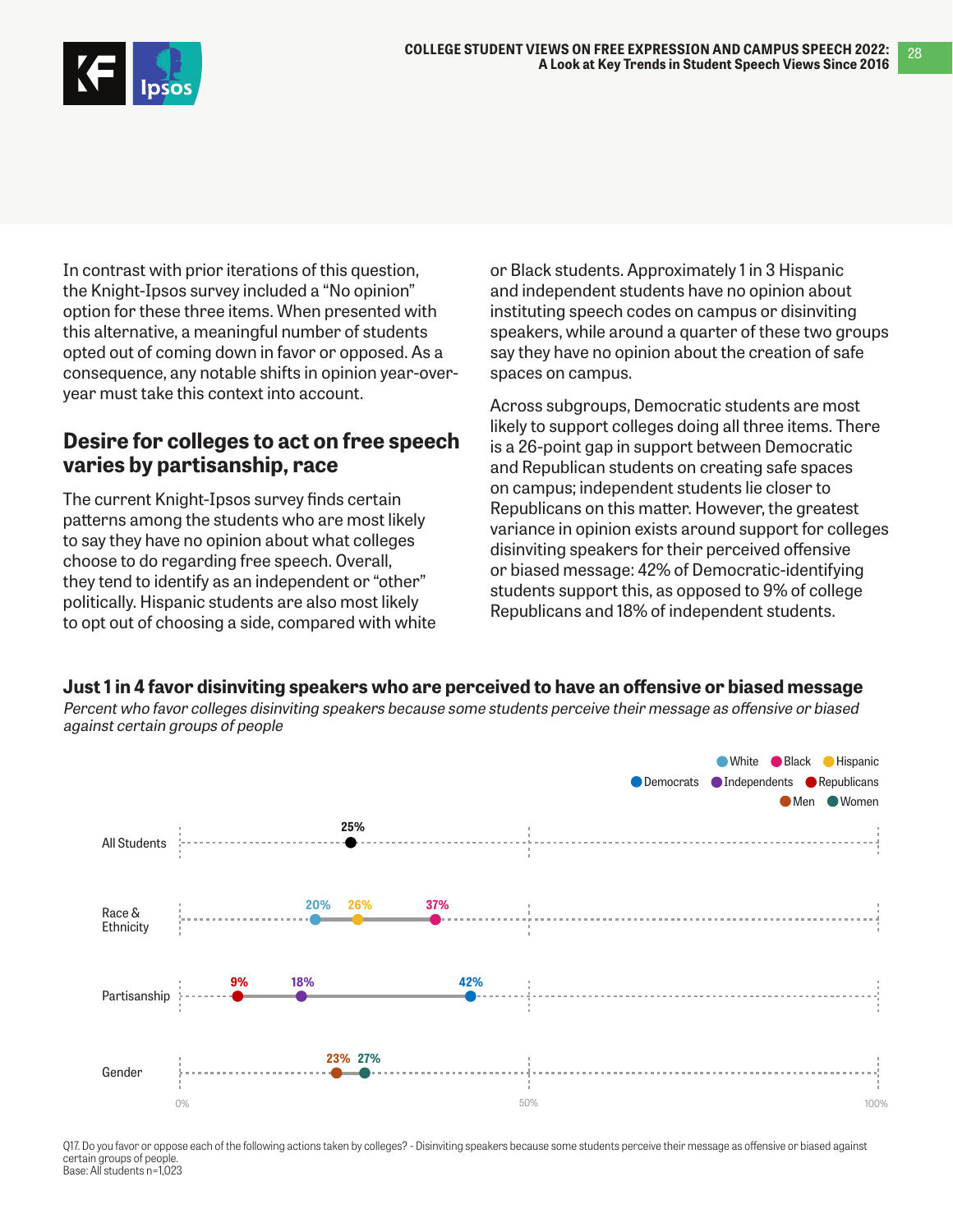In contrast with prior iterations of this question, the Knight-Ipsos survey included a "No opinion" option for these three items. When presented with this alternative, a meaningful number of students opted out of coming down in favor or opposed. As a consequence, any notable shifts in opinion year-over-year must take this context into account.

## Desire for colleges to act on free speech varies by partisanship, race

The current Knight-Ipsos survey finds certain patterns among the students who are most likely to say they have no opinion about what colleges choose to do regarding free speech. Overall, they tend to identify as an independent or "other" politically. Hispanic students are also most likely to opt out of choosing a side, compared with white or Black students. Approximately 1 in 3 Hispanic and independent students have no opinion about instituting speech codes on campus or disinviting speakers, while around a quarter of these two groups say they have no opinion about the creation of safe spaces on campus.

Across subgroups, Democratic students are most likely to support colleges doing all three items. There is a 26-point gap in support between Democratic and Republican students on creating safe spaces on campus; independent students lie closer to Republicans on this matter. However, the greatest variance in opinion exists around support for colleges disinviting speakers for their perceived offensive or biased message: 42% of Democratic-identifying students support this, as opposed to 9% of college Republicans and 18% of independent students.

**Just 1 in 4 favor disinviting speakers who are perceived to have an offensive or biased message**

*Percent who favor colleges disinviting speakers because some students perceive their message as offensive or biased against certain groups of people*

| Group | Values |
|---|---|
| All Students | 25% |
| Race & Ethnicity | White 20%, Hispanic 26%, Black 37% |
| Partisanship | Republicans 9%, Independents 18%, Democrats 42% |
| Gender | Men 23%, Women 27% |

Q17. Do you favor or oppose each of the following actions taken by colleges? - Disinviting speakers because some students perceive their message as offensive or biased against certain groups of people.
Base: All students n=1,023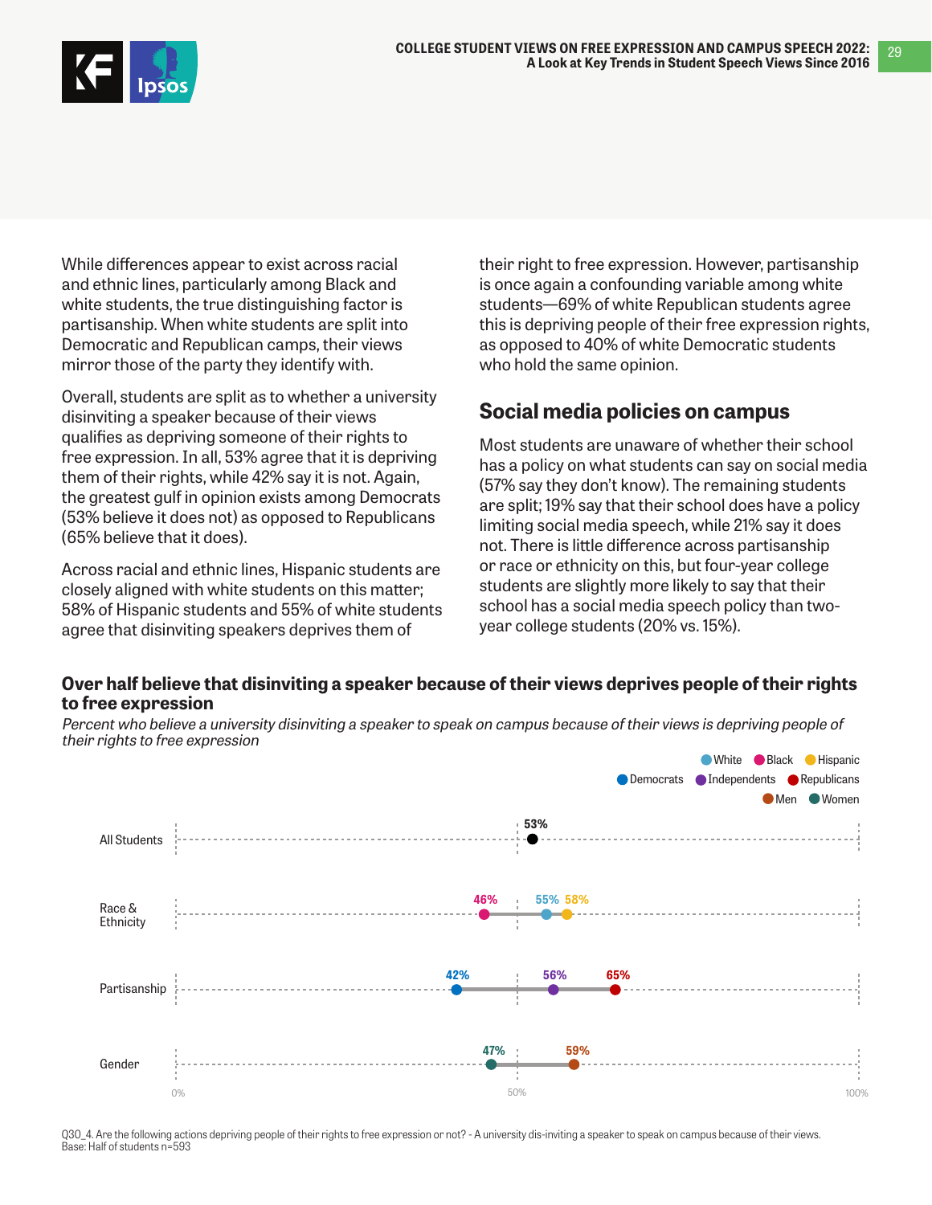While differences appear to exist across racial and ethnic lines, particularly among Black and white students, the true distinguishing factor is partisanship. When white students are split into Democratic and Republican camps, their views mirror those of the party they identify with.

Overall, students are split as to whether a university disinviting a speaker because of their views qualifies as depriving someone of their rights to free expression. In all, 53% agree that it is depriving them of their rights, while 42% say it is not. Again, the greatest gulf in opinion exists among Democrats (53% believe it does not) as opposed to Republicans (65% believe that it does).

Across racial and ethnic lines, Hispanic students are closely aligned with white students on this matter; 58% of Hispanic students and 55% of white students agree that disinviting speakers deprives them of their right to free expression. However, partisanship is once again a confounding variable among white students—69% of white Republican students agree this is depriving people of their free expression rights, as opposed to 40% of white Democratic students who hold the same opinion.

## Social media policies on campus

Most students are unaware of whether their school has a policy on what students can say on social media (57% say they don't know). The remaining students are split; 19% say that their school does have a policy limiting social media speech, while 21% say it does not. There is little difference across partisanship or race or ethnicity on this, but four-year college students are slightly more likely to say that their school has a social media speech policy than two-year college students (20% vs. 15%).

**Over half believe that disinviting a speaker because of their views deprives people of their rights to free expression**

*Percent who believe a university disinviting a speaker to speak on campus because of their views is depriving people of their rights to free expression*

| Group | Subgroup | Percent |
| --- | --- | --- |
| All Students | All Students | 53% |
| Race & Ethnicity | Black | 46% |
| | White | 55% |
| | Hispanic | 58% |
| Partisanship | Democrats | 42% |
| | Independents | 56% |
| | Republicans | 65% |
| Gender | Women | 47% |
| | Men | 59% |

Q30_4. Are the following actions depriving people of their rights to free expression or not? - A university dis-inviting a speaker to speak on campus because of their views.
Base: Half of students n=593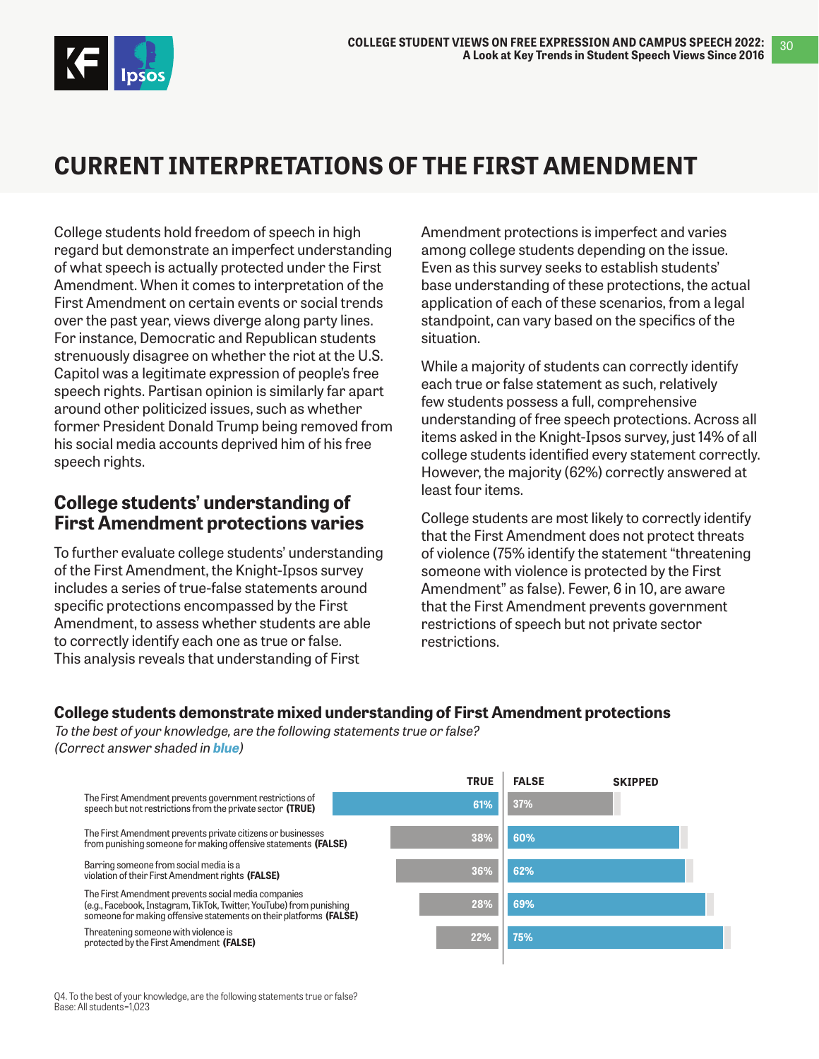# CURRENT INTERPRETATIONS OF THE FIRST AMENDMENT

College students hold freedom of speech in high regard but demonstrate an imperfect understanding of what speech is actually protected under the First Amendment. When it comes to interpretation of the First Amendment on certain events or social trends over the past year, views diverge along party lines. For instance, Democratic and Republican students strenuously disagree on whether the riot at the U.S. Capitol was a legitimate expression of people's free speech rights. Partisan opinion is similarly far apart around other politicized issues, such as whether former President Donald Trump being removed from his social media accounts deprived him of his free speech rights.

## College students' understanding of First Amendment protections varies

To further evaluate college students' understanding of the First Amendment, the Knight-Ipsos survey includes a series of true-false statements around specific protections encompassed by the First Amendment, to assess whether students are able to correctly identify each one as true or false. This analysis reveals that understanding of First Amendment protections is imperfect and varies among college students depending on the issue. Even as this survey seeks to establish students' base understanding of these protections, the actual application of each of these scenarios, from a legal standpoint, can vary based on the specifics of the situation.

While a majority of students can correctly identify each true or false statement as such, relatively few students possess a full, comprehensive understanding of free speech protections. Across all items asked in the Knight-Ipsos survey, just 14% of all college students identified every statement correctly. However, the majority (62%) correctly answered at least four items.

College students are most likely to correctly identify that the First Amendment does not protect threats of violence (75% identify the statement "threatening someone with violence is protected by the First Amendment" as false). Fewer, 6 in 10, are aware that the First Amendment prevents government restrictions of speech but not private sector restrictions.

### College students demonstrate mixed understanding of First Amendment protections

*To the best of your knowledge, are the following statements true or false?*
*(Correct answer shaded in **blue**)*

| Statement | TRUE | FALSE |
|---|---|---|
| The First Amendment prevents government restrictions of speech but not restrictions from the private sector **(TRUE)** | 61% | 37% |
| The First Amendment prevents private citizens or businesses from punishing someone for making offensive statements **(FALSE)** | 38% | 60% |
| Barring someone from social media is a violation of their First Amendment rights **(FALSE)** | 36% | 62% |
| The First Amendment prevents social media companies (e.g., Facebook, Instagram, TikTok, Twitter, YouTube) from punishing someone for making offensive statements on their platforms **(FALSE)** | 28% | 69% |
| Threatening someone with violence is protected by the First Amendment **(FALSE)** | 22% | 75% |

Q4. To the best of your knowledge, are the following statements true or false?
Base: All students=1,023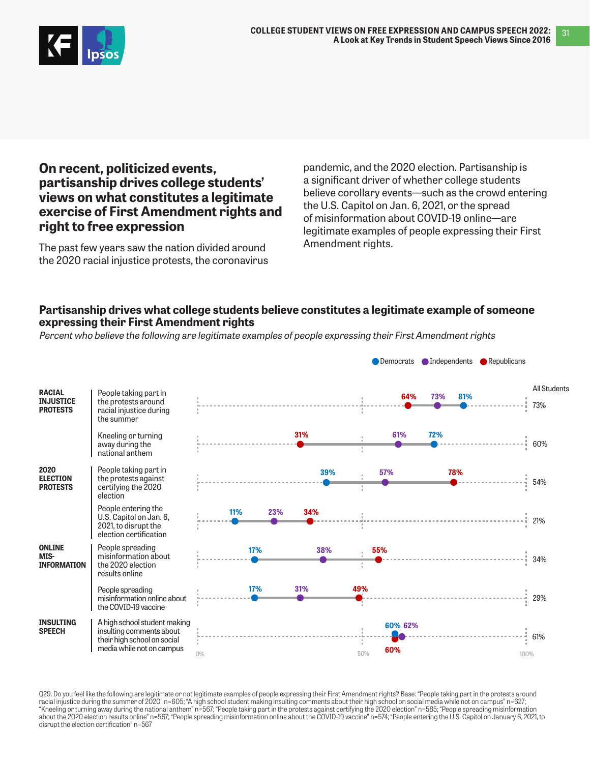## On recent, politicized events, partisanship drives college students' views on what constitutes a legitimate exercise of First Amendment rights and right to free expression

The past few years saw the nation divided around the 2020 racial injustice protests, the coronavirus pandemic, and the 2020 election. Partisanship is a significant driver of whether college students believe corollary events—such as the crowd entering the U.S. Capitol on Jan. 6, 2021, or the spread of misinformation about COVID-19 online—are legitimate examples of people expressing their First Amendment rights.

### Partisanship drives what college students believe constitutes a legitimate example of someone expressing their First Amendment rights

*Percent who believe the following are legitimate examples of people expressing their First Amendment rights*

| Category | Item | Democrats | Independents | Republicans | All Students |
|---|---|---|---|---|---|
| RACIAL INJUSTICE PROTESTS | People taking part in the protests around racial injustice during the summer | 81% | 73% | 64% | 73% |
| | Kneeling or turning away during the national anthem | 72% | 61% | 31% | 60% |
| 2020 ELECTION PROTESTS | People taking part in the protests against certifying the 2020 election | 39% | 57% | 78% | 54% |
| | People entering the U.S. Capitol on Jan. 6, 2021, to disrupt the election certification | 11% | 23% | 34% | 21% |
| ONLINE MIS-INFORMATION | People spreading misinformation about the 2020 election results online | 17% | 38% | 55% | 34% |
| | People spreading misinformation online about the COVID-19 vaccine | 17% | 31% | 49% | 29% |
| INSULTING SPEECH | A high school student making insulting comments about their high school on social media while not on campus | 60% | 62% | 60% | 61% |

Q29. Do you feel like the following are legitimate or not legitimate examples of people expressing their First Amendment rights? Base: "People taking part in the protests around racial injustice during the summer of 2020" n=605; "A high school student making insulting comments about their high school on social media while not on campus" n=627; "Kneeling or turning away during the national anthem" n=567; "People taking part in the protests against certifying the 2020 election" n=585; "People spreading misinformation about the 2020 election results online" n=567; "People spreading misinformation online about the COVID-19 vaccine" n=574; "People entering the U.S. Capitol on January 6, 2021, to disrupt the election certification" n=567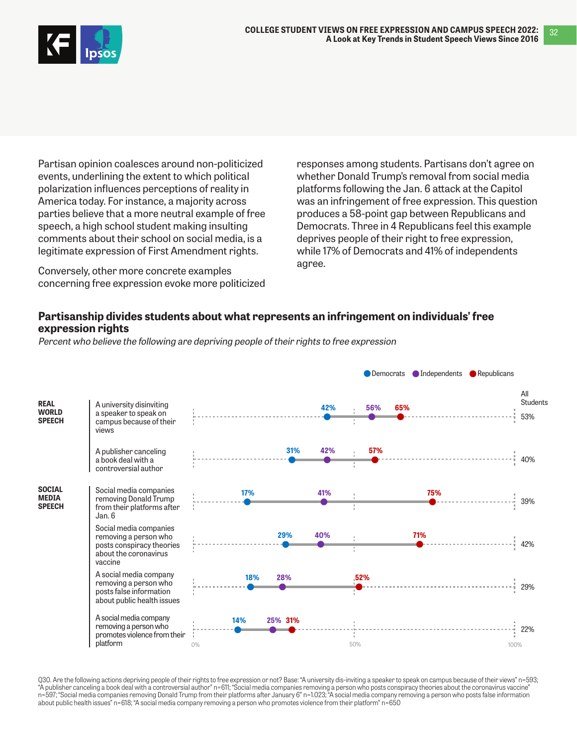Partisan opinion coalesces around non-politicized events, underlining the extent to which political polarization influences perceptions of reality in America today. For instance, a majority across parties believe that a more neutral example of free speech, a high school student making insulting comments about their school on social media, is a legitimate expression of First Amendment rights.

Conversely, other more concrete examples concerning free expression evoke more politicized responses among students. Partisans don't agree on whether Donald Trump's removal from social media platforms following the Jan. 6 attack at the Capitol was an infringement of free expression. This question produces a 58-point gap between Republicans and Democrats. Three in 4 Republicans feel this example deprives people of their right to free expression, while 17% of Democrats and 41% of independents agree.

### Partisanship divides students about what represents an infringement on individuals' free expression rights

*Percent who believe the following are depriving people of their rights to free expression*

| Category | Action | Democrats | Independents | Republicans | All Students |
|---|---|---|---|---|---|
| REAL WORLD SPEECH | A university disinviting a speaker to speak on campus because of their views | 42% | 56% | 65% | 53% |
| | A publisher canceling a book deal with a controversial author | 31% | 42% | 57% | 40% |
| SOCIAL MEDIA SPEECH | Social media companies removing Donald Trump from their platforms after Jan. 6 | 17% | 41% | 75% | 39% |
| | Social media companies removing a person who posts conspiracy theories about the coronavirus vaccine | 29% | 40% | 71% | 42% |
| | A social media company removing a person who posts false information about public health issues | 18% | 28% | 52% | 29% |
| | A social media company removing a person who promotes violence from their platform | 14% | 25% | 31% | 22% |

Q30. Are the following actions depriving people of their rights to free expression or not? Base: "A university dis-inviting a speaker to speak on campus because of their views" n=593; "A publisher canceling a book deal with a controversial author" n=611; "Social media companies removing a person who posts conspiracy theories about the coronavirus vaccine" n=597; "Social media companies removing Donald Trump from their platforms after January 6" n=1,023; "A social media company removing a person who posts false information about public health issues" n=618; "A social media company removing a person who promotes violence from their platform" n=650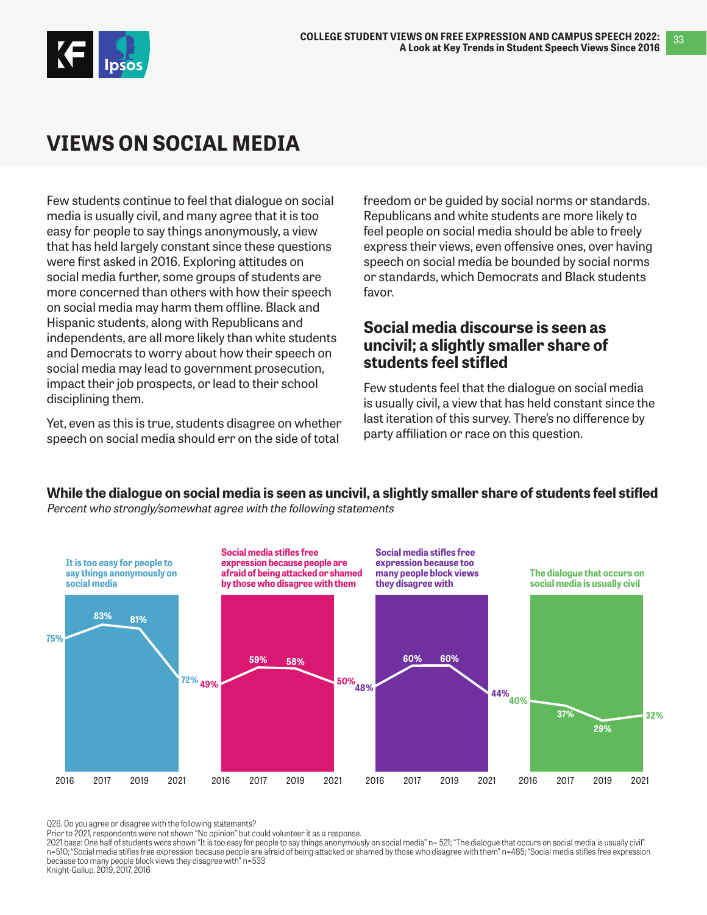# VIEWS ON SOCIAL MEDIA

Few students continue to feel that dialogue on social media is usually civil, and many agree that it is too easy for people to say things anonymously, a view that has held largely constant since these questions were first asked in 2016. Exploring attitudes on social media further, some groups of students are more concerned than others with how their speech on social media may harm them offline. Black and Hispanic students, along with Republicans and independents, are all more likely than white students and Democrats to worry about how their speech on social media may lead to government prosecution, impact their job prospects, or lead to their school disciplining them.

Yet, even as this is true, students disagree on whether speech on social media should err on the side of total freedom or be guided by social norms or standards. Republicans and white students are more likely to feel people on social media should be able to freely express their views, even offensive ones, over having speech on social media be bounded by social norms or standards, which Democrats and Black students favor.

## Social media discourse is seen as uncivil; a slightly smaller share of students feel stifled

Few students feel that the dialogue on social media is usually civil, a view that has held constant since the last iteration of this survey. There's no difference by party affiliation or race on this question.

**While the dialogue on social media is seen as uncivil, a slightly smaller share of students feel stifled**

*Percent who strongly/somewhat agree with the following statements*

| Statement | 2016 | 2017 | 2019 | 2021 |
|---|---|---|---|---|
| It is too easy for people to say things anonymously on social media | 75% | 83% | 81% | 72% |
| Social media stifles free expression because people are afraid of being attacked or shamed by those who disagree with them | 49% | 59% | 58% | 50% |
| Social media stifles free expression because too many people block views they disagree with | 48% | 60% | 60% | 44% |
| The dialogue that occurs on social media is usually civil | 40% | 37% | 29% | 32% |

Q26. Do you agree or disagree with the following statements?
Prior to 2021, respondents were not shown "No opinion" but could volunteer it as a response.
2021 base: One half of students were shown "It is too easy for people to say things anonymously on social media" n= 521; "The dialogue that occurs on social media is usually civil" n=510; "Social media stifles free expression because people are afraid of being attacked or shamed by those who disagree with them" n=485; "Social media stifles free expression because too many people block views they disagree with" n=533
Knight-Gallup, 2019, 2017, 2016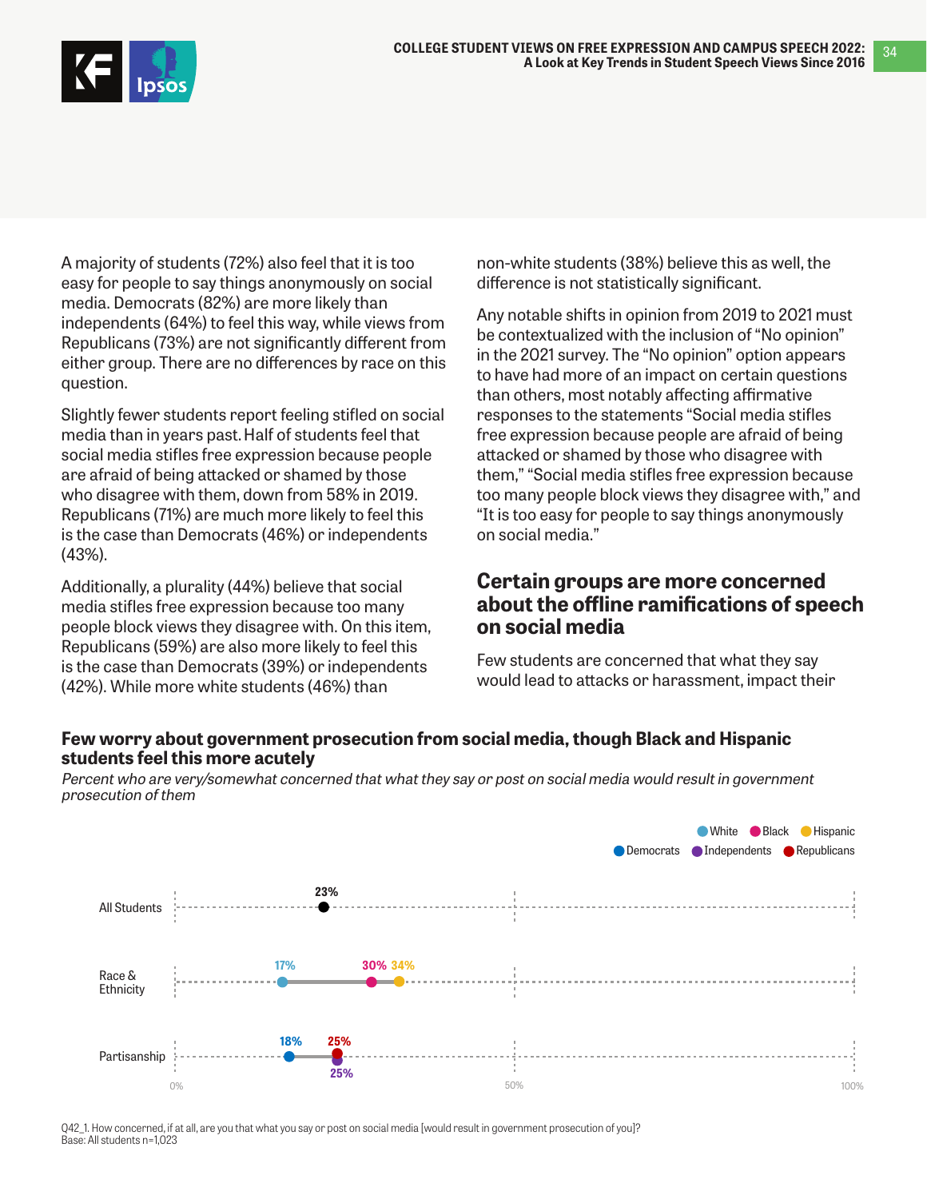A majority of students (72%) also feel that it is too easy for people to say things anonymously on social media. Democrats (82%) are more likely than independents (64%) to feel this way, while views from Republicans (73%) are not significantly different from either group. There are no differences by race on this question.

Slightly fewer students report feeling stifled on social media than in years past. Half of students feel that social media stifles free expression because people are afraid of being attacked or shamed by those who disagree with them, down from 58% in 2019. Republicans (71%) are much more likely to feel this is the case than Democrats (46%) or independents (43%).

Additionally, a plurality (44%) believe that social media stifles free expression because too many people block views they disagree with. On this item, Republicans (59%) are also more likely to feel this is the case than Democrats (39%) or independents (42%). While more white students (46%) than non-white students (38%) believe this as well, the difference is not statistically significant.

Any notable shifts in opinion from 2019 to 2021 must be contextualized with the inclusion of "No opinion" in the 2021 survey. The "No opinion" option appears to have had more of an impact on certain questions than others, most notably affecting affirmative responses to the statements "Social media stifles free expression because people are afraid of being attacked or shamed by those who disagree with them," "Social media stifles free expression because too many people block views they disagree with," and "It is too easy for people to say things anonymously on social media."

## Certain groups are more concerned about the offline ramifications of speech on social media

Few students are concerned that what they say would lead to attacks or harassment, impact their

**Few worry about government prosecution from social media, though Black and Hispanic students feel this more acutely**

*Percent who are very/somewhat concerned that what they say or post on social media would result in government prosecution of them*

| | |
|---|---|
| All Students | 23% |
| Race & Ethnicity | White 17%, Black 30%, Hispanic 34% |
| Partisanship | Democrats 18%, Independents 25%, Republicans 25% |

Q42_1. How concerned, if at all, are you that what you say or post on social media [would result in government prosecution of you]?
Base: All students n=1,023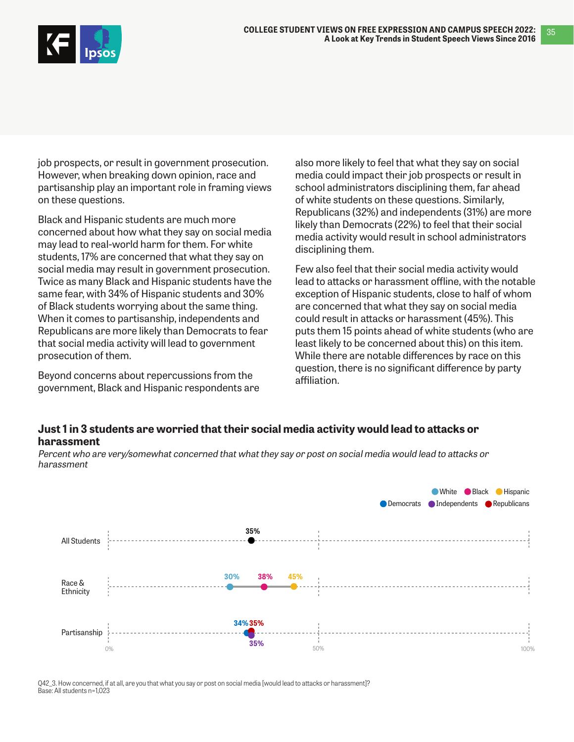job prospects, or result in government prosecution. However, when breaking down opinion, race and partisanship play an important role in framing views on these questions.

Black and Hispanic students are much more concerned about how what they say on social media may lead to real-world harm for them. For white students, 17% are concerned that what they say on social media may result in government prosecution. Twice as many Black and Hispanic students have the same fear, with 34% of Hispanic students and 30% of Black students worrying about the same thing. When it comes to partisanship, independents and Republicans are more likely than Democrats to fear that social media activity will lead to government prosecution of them.

Beyond concerns about repercussions from the government, Black and Hispanic respondents are also more likely to feel that what they say on social media could impact their job prospects or result in school administrators disciplining them, far ahead of white students on these questions. Similarly, Republicans (32%) and independents (31%) are more likely than Democrats (22%) to feel that their social media activity would result in school administrators disciplining them.

Few also feel that their social media activity would lead to attacks or harassment offline, with the notable exception of Hispanic students, close to half of whom are concerned that what they say on social media could result in attacks or harassment (45%). This puts them 15 points ahead of white students (who are least likely to be concerned about this) on this item. While there are notable differences by race on this question, there is no significant difference by party affiliation.

**Just 1 in 3 students are worried that their social media activity would lead to attacks or harassment**

*Percent who are very/somewhat concerned that what they say or post on social media would lead to attacks or harassment*

| Group | Values |
| --- | --- |
| All Students | 35% |
| Race & Ethnicity | White 30%, Black 38%, Hispanic 45% |
| Partisanship | Democrats 34%, Independents 35%, Republicans 35% |

Q42_3. How concerned, if at all, are you that what you say or post on social media [would lead to attacks or harassment]?
Base: All students n=1,023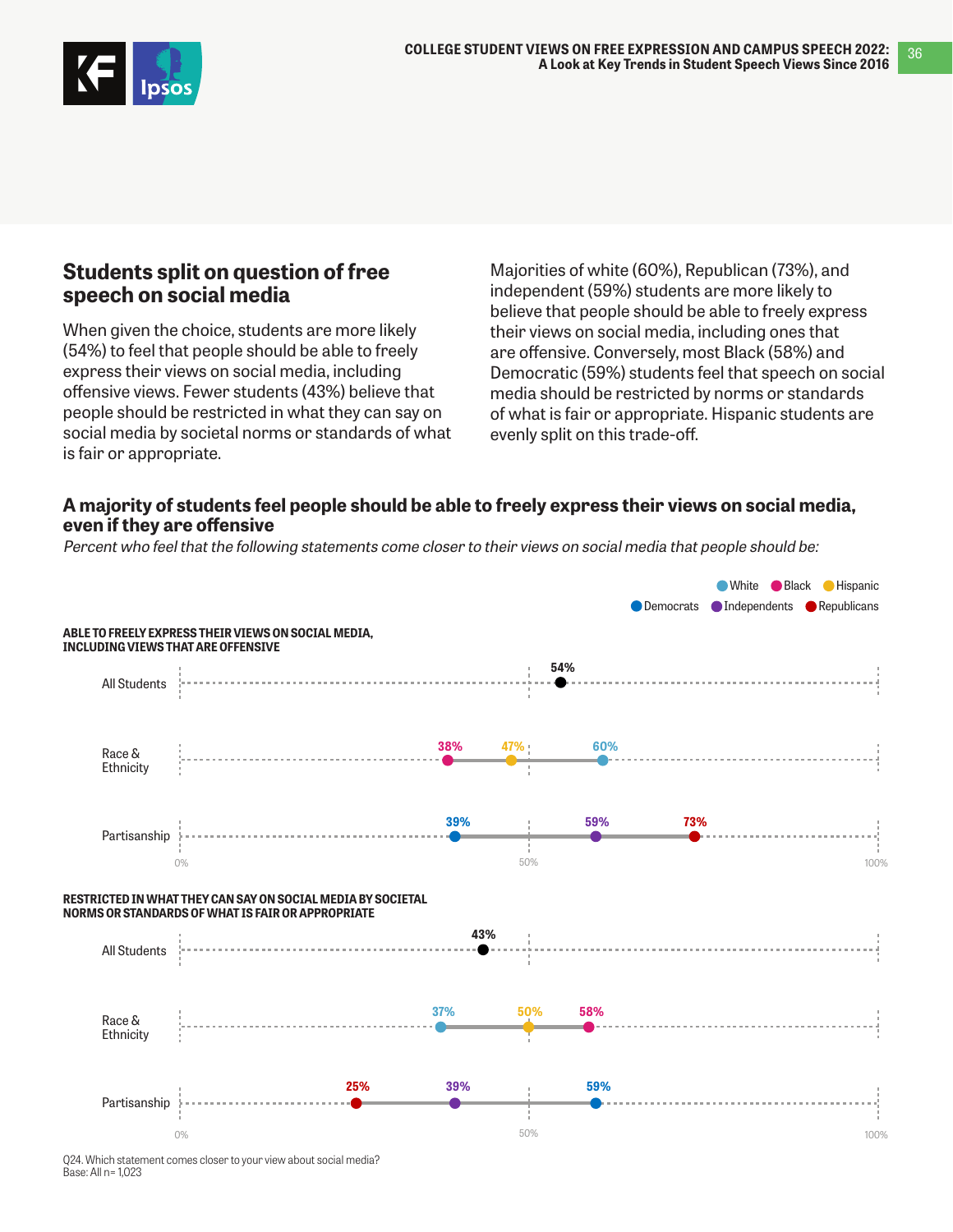## Students split on question of free speech on social media

When given the choice, students are more likely (54%) to feel that people should be able to freely express their views on social media, including offensive views. Fewer students (43%) believe that people should be restricted in what they can say on social media by societal norms or standards of what is fair or appropriate.

Majorities of white (60%), Republican (73%), and independent (59%) students are more likely to believe that people should be able to freely express their views on social media, including ones that are offensive. Conversely, most Black (58%) and Democratic (59%) students feel that speech on social media should be restricted by norms or standards of what is fair or appropriate. Hispanic students are evenly split on this trade-off.

### A majority of students feel people should be able to freely express their views on social media, even if they are offensive

*Percent who feel that the following statements come closer to their views on social media that people should be:*

**ABLE TO FREELY EXPRESS THEIR VIEWS ON SOCIAL MEDIA, INCLUDING VIEWS THAT ARE OFFENSIVE**

| | All Students | White | Black | Hispanic | Democrats | Independents | Republicans |
|---|---|---|---|---|---|---|---|
| All Students | 54% | | | | | | |
| Race & Ethnicity | | 60% | 38% | 47% | | | |
| Partisanship | | | | | 39% | 59% | 73% |

**RESTRICTED IN WHAT THEY CAN SAY ON SOCIAL MEDIA BY SOCIETAL NORMS OR STANDARDS OF WHAT IS FAIR OR APPROPRIATE**

| | All Students | White | Black | Hispanic | Democrats | Independents | Republicans |
|---|---|---|---|---|---|---|---|
| All Students | 43% | | | | | | |
| Race & Ethnicity | | 37% | 58% | 50% | | | |
| Partisanship | | | | | 59% | 39% | 25% |

Q24. Which statement comes closer to your view about social media?
Base: All n= 1,023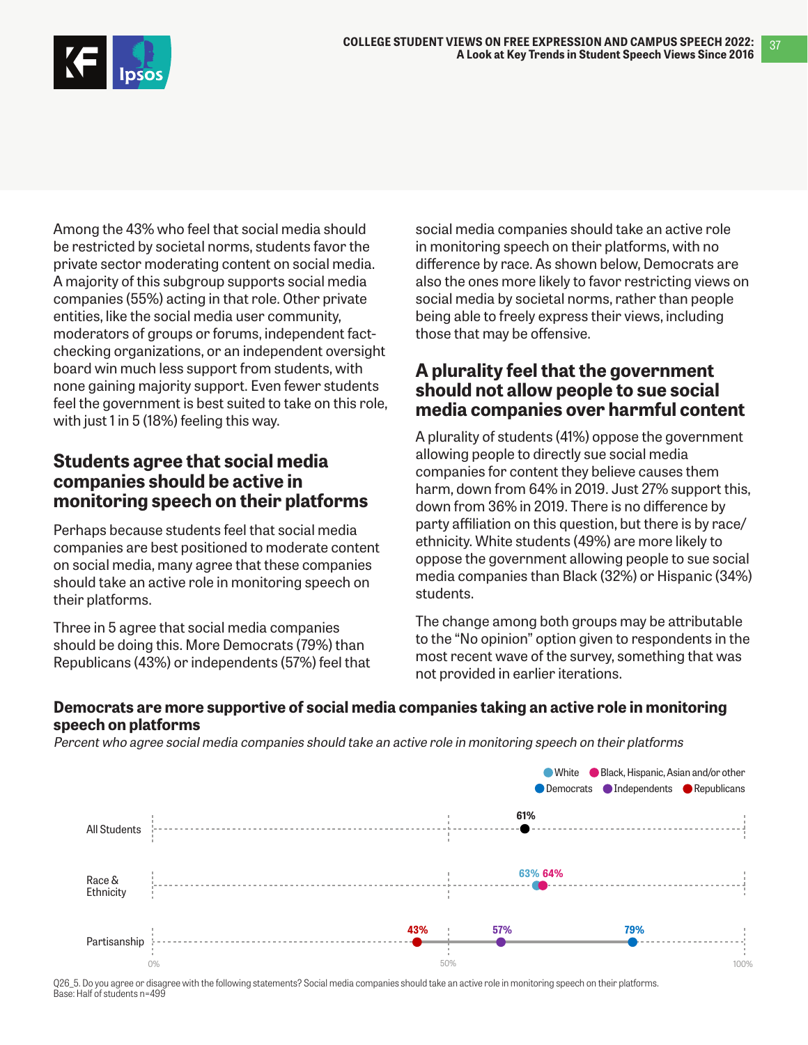Among the 43% who feel that social media should be restricted by societal norms, students favor the private sector moderating content on social media. A majority of this subgroup supports social media companies (55%) acting in that role. Other private entities, like the social media user community, moderators of groups or forums, independent fact-checking organizations, or an independent oversight board win much less support from students, with none gaining majority support. Even fewer students feel the government is best suited to take on this role, with just 1 in 5 (18%) feeling this way.

## Students agree that social media companies should be active in monitoring speech on their platforms

Perhaps because students feel that social media companies are best positioned to moderate content on social media, many agree that these companies should take an active role in monitoring speech on their platforms.

Three in 5 agree that social media companies should be doing this. More Democrats (79%) than Republicans (43%) or independents (57%) feel that social media companies should take an active role in monitoring speech on their platforms, with no difference by race. As shown below, Democrats are also the ones more likely to favor restricting views on social media by societal norms, rather than people being able to freely express their views, including those that may be offensive.

## A plurality feel that the government should not allow people to sue social media companies over harmful content

A plurality of students (41%) oppose the government allowing people to directly sue social media companies for content they believe causes them harm, down from 64% in 2019. Just 27% support this, down from 36% in 2019. There is no difference by party affiliation on this question, but there is by race/ethnicity. White students (49%) are more likely to oppose the government allowing people to sue social media companies than Black (32%) or Hispanic (34%) students.

The change among both groups may be attributable to the "No opinion" option given to respondents in the most recent wave of the survey, something that was not provided in earlier iterations.

**Democrats are more supportive of social media companies taking an active role in monitoring speech on platforms**

*Percent who agree social media companies should take an active role in monitoring speech on their platforms*

| Group | Percent agree |
|---|---|
| All Students | 61% |
| Race & Ethnicity: White | 63% |
| Race & Ethnicity: Black, Hispanic, Asian and/or other | 64% |
| Partisanship: Republicans | 43% |
| Partisanship: Independents | 57% |
| Partisanship: Democrats | 79% |

Q26_5. Do you agree or disagree with the following statements? Social media companies should take an active role in monitoring speech on their platforms.
Base: Half of students n=499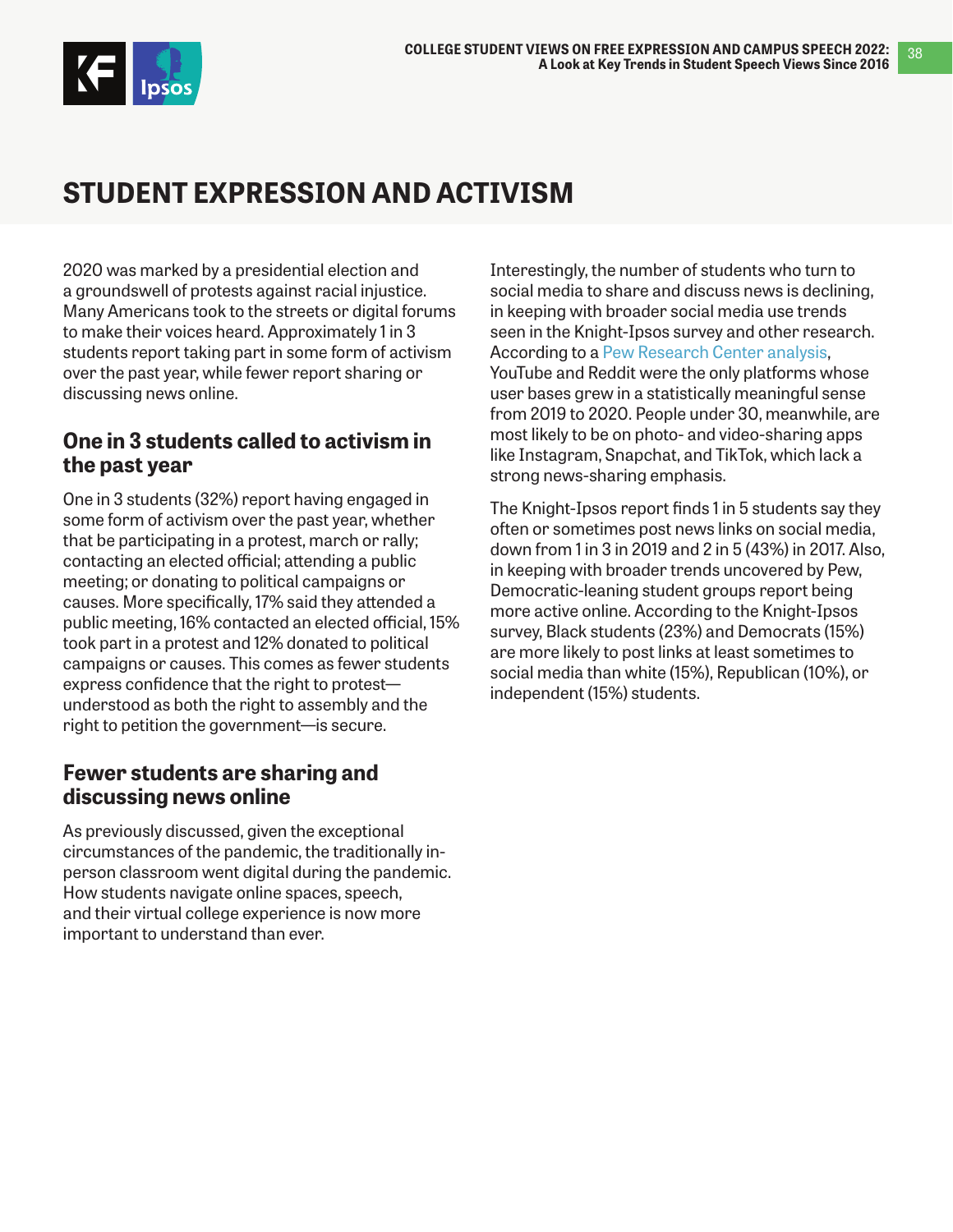# STUDENT EXPRESSION AND ACTIVISM

2020 was marked by a presidential election and a groundswell of protests against racial injustice. Many Americans took to the streets or digital forums to make their voices heard. Approximately 1 in 3 students report taking part in some form of activism over the past year, while fewer report sharing or discussing news online.

## One in 3 students called to activism in the past year

One in 3 students (32%) report having engaged in some form of activism over the past year, whether that be participating in a protest, march or rally; contacting an elected official; attending a public meeting; or donating to political campaigns or causes. More specifically, 17% said they attended a public meeting, 16% contacted an elected official, 15% took part in a protest and 12% donated to political campaigns or causes. This comes as fewer students express confidence that the right to protest—understood as both the right to assembly and the right to petition the government—is secure.

## Fewer students are sharing and discussing news online

As previously discussed, given the exceptional circumstances of the pandemic, the traditionally in-person classroom went digital during the pandemic. How students navigate online spaces, speech, and their virtual college experience is now more important to understand than ever.

Interestingly, the number of students who turn to social media to share and discuss news is declining, in keeping with broader social media use trends seen in the Knight-Ipsos survey and other research. According to a Pew Research Center analysis, YouTube and Reddit were the only platforms whose user bases grew in a statistically meaningful sense from 2019 to 2020. People under 30, meanwhile, are most likely to be on photo- and video-sharing apps like Instagram, Snapchat, and TikTok, which lack a strong news-sharing emphasis.

The Knight-Ipsos report finds 1 in 5 students say they often or sometimes post news links on social media, down from 1 in 3 in 2019 and 2 in 5 (43%) in 2017. Also, in keeping with broader trends uncovered by Pew, Democratic-leaning student groups report being more active online. According to the Knight-Ipsos survey, Black students (23%) and Democrats (15%) are more likely to post links at least sometimes to social media than white (15%), Republican (10%), or independent (15%) students.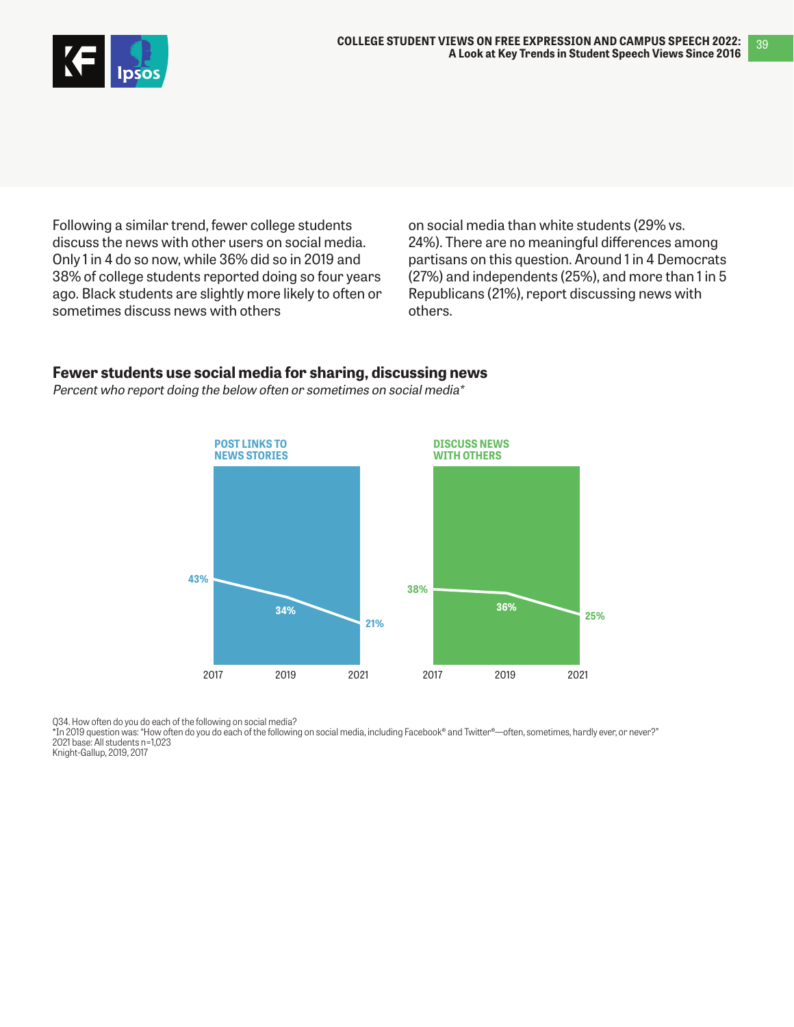Following a similar trend, fewer college students discuss the news with other users on social media. Only 1 in 4 do so now, while 36% did so in 2019 and 38% of college students reported doing so four years ago. Black students are slightly more likely to often or sometimes discuss news with others on social media than white students (29% vs. 24%). There are no meaningful differences among partisans on this question. Around 1 in 4 Democrats (27%) and independents (25%), and more than 1 in 5 Republicans (21%), report discussing news with others.

**Fewer students use social media for sharing, discussing news**

*Percent who report doing the below often or sometimes on social media**

| | 2017 | 2019 | 2021 |
|---|---|---|---|
| POST LINKS TO NEWS STORIES | 43% | 34% | 21% |
| DISCUSS NEWS WITH OTHERS | 38% | 36% | 25% |

Q34. How often do you do each of the following on social media?
*In 2019 question was: "How often do you do each of the following on social media, including Facebook® and Twitter®—often, sometimes, hardly ever, or never?"
2021 base: All students n=1,023
Knight-Gallup, 2019, 2017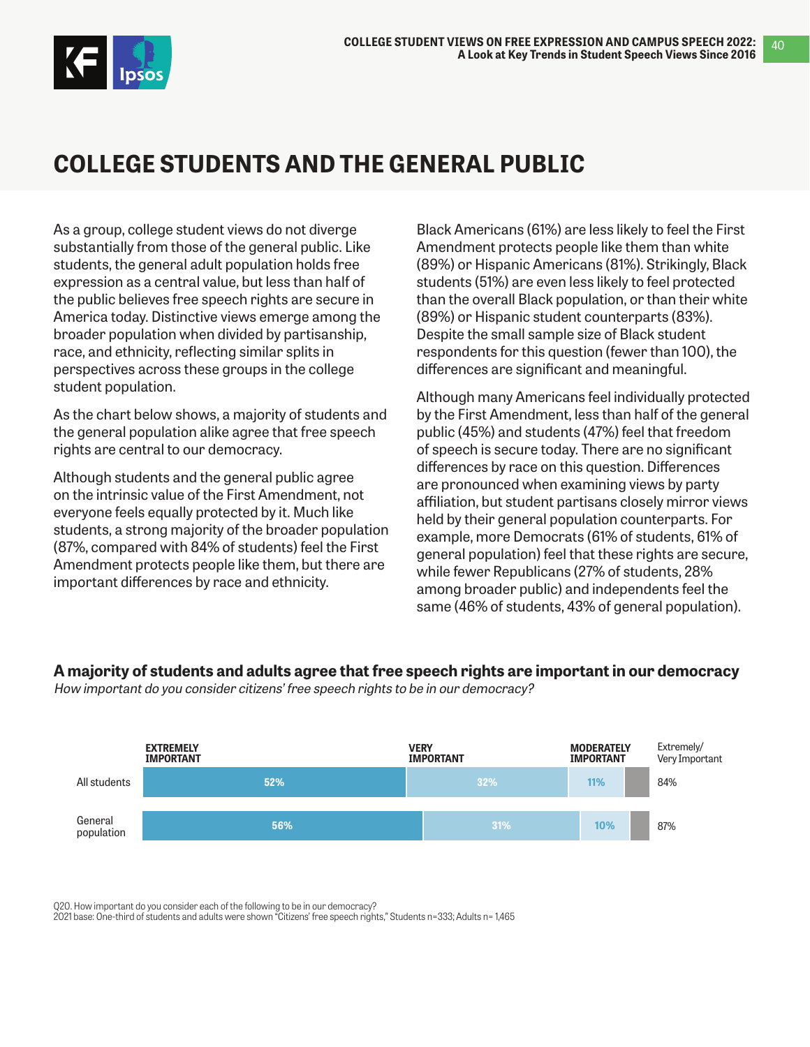# COLLEGE STUDENTS AND THE GENERAL PUBLIC

As a group, college student views do not diverge substantially from those of the general public. Like students, the general adult population holds free expression as a central value, but less than half of the public believes free speech rights are secure in America today. Distinctive views emerge among the broader population when divided by partisanship, race, and ethnicity, reflecting similar splits in perspectives across these groups in the college student population.

As the chart below shows, a majority of students and the general population alike agree that free speech rights are central to our democracy.

Although students and the general public agree on the intrinsic value of the First Amendment, not everyone feels equally protected by it. Much like students, a strong majority of the broader population (87%, compared with 84% of students) feel the First Amendment protects people like them, but there are important differences by race and ethnicity.

Black Americans (61%) are less likely to feel the First Amendment protects people like them than white (89%) or Hispanic Americans (81%). Strikingly, Black students (51%) are even less likely to feel protected than the overall Black population, or than their white (89%) or Hispanic student counterparts (83%). Despite the small sample size of Black student respondents for this question (fewer than 100), the differences are significant and meaningful.

Although many Americans feel individually protected by the First Amendment, less than half of the general public (45%) and students (47%) feel that freedom of speech is secure today. There are no significant differences by race on this question. Differences are pronounced when examining views by party affiliation, but student partisans closely mirror views held by their general population counterparts. For example, more Democrats (61% of students, 61% of general population) feel that these rights are secure, while fewer Republicans (27% of students, 28% among broader public) and independents feel the same (46% of students, 43% of general population).

**A majority of students and adults agree that free speech rights are important in our democracy**

*How important do you consider citizens' free speech rights to be in our democracy?*

| | EXTREMELY IMPORTANT | VERY IMPORTANT | MODERATELY IMPORTANT | Extremely/ Very Important |
|---|---|---|---|---|
| All students | 52% | 32% | 11% | 84% |
| General population | 56% | 31% | 10% | 87% |

Q20. How important do you consider each of the following to be in our democracy?
2021 base: One-third of students and adults were shown "Citizens' free speech rights," Students n=333; Adults n= 1,465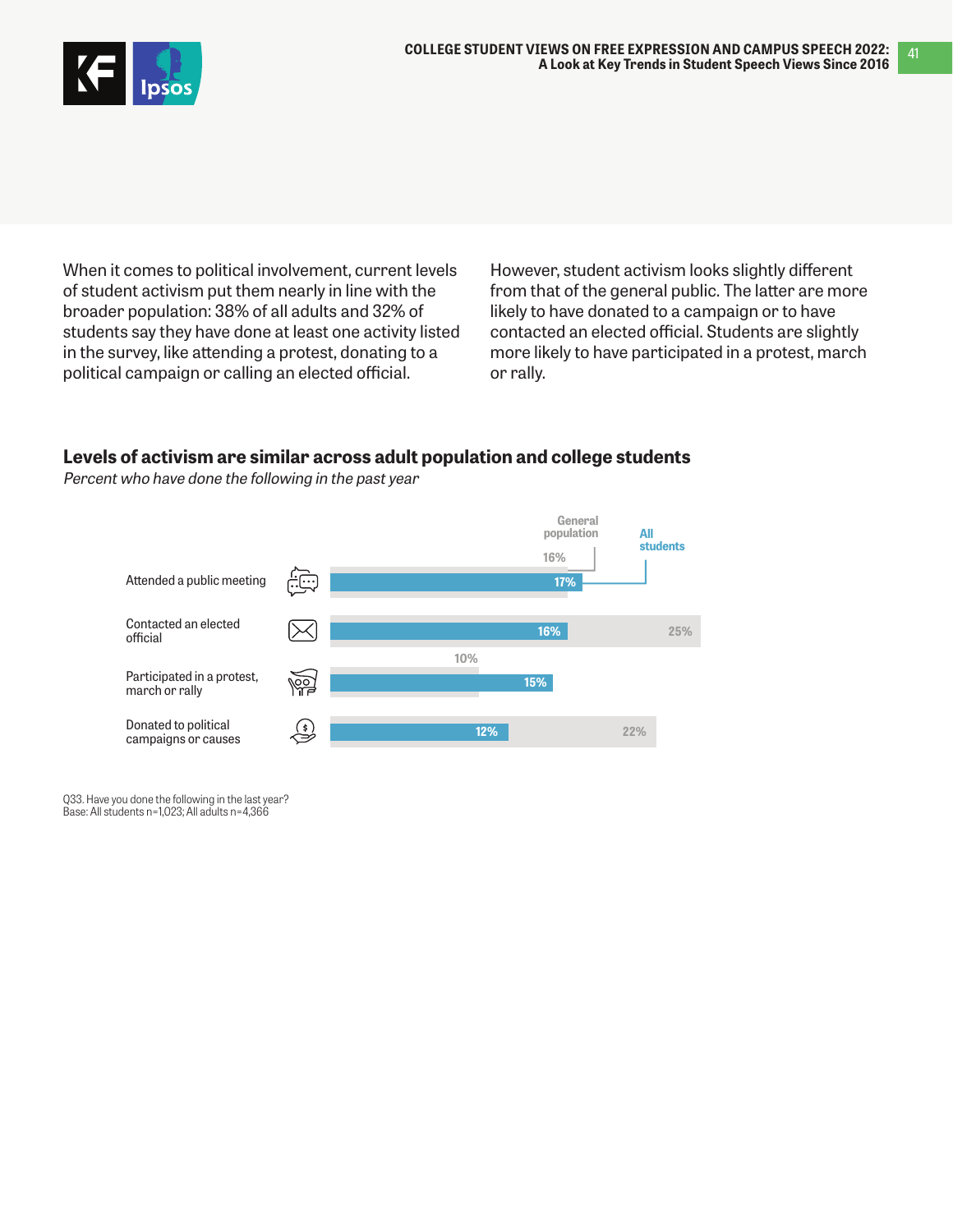When it comes to political involvement, current levels of student activism put them nearly in line with the broader population: 38% of all adults and 32% of students say they have done at least one activity listed in the survey, like attending a protest, donating to a political campaign or calling an elected official.

However, student activism looks slightly different from that of the general public. The latter are more likely to have donated to a campaign or to have contacted an elected official. Students are slightly more likely to have participated in a protest, march or rally.

### Levels of activism are similar across adult population and college students

*Percent who have done the following in the past year*

| Activity | All students | General population |
|---|---|---|
| Attended a public meeting | 17% | 16% |
| Contacted an elected official | 16% | 25% |
| Participated in a protest, march or rally | 15% | 10% |
| Donated to political campaigns or causes | 12% | 22% |

Q33. Have you done the following in the last year?
Base: All students n=1,023; All adults n=4,366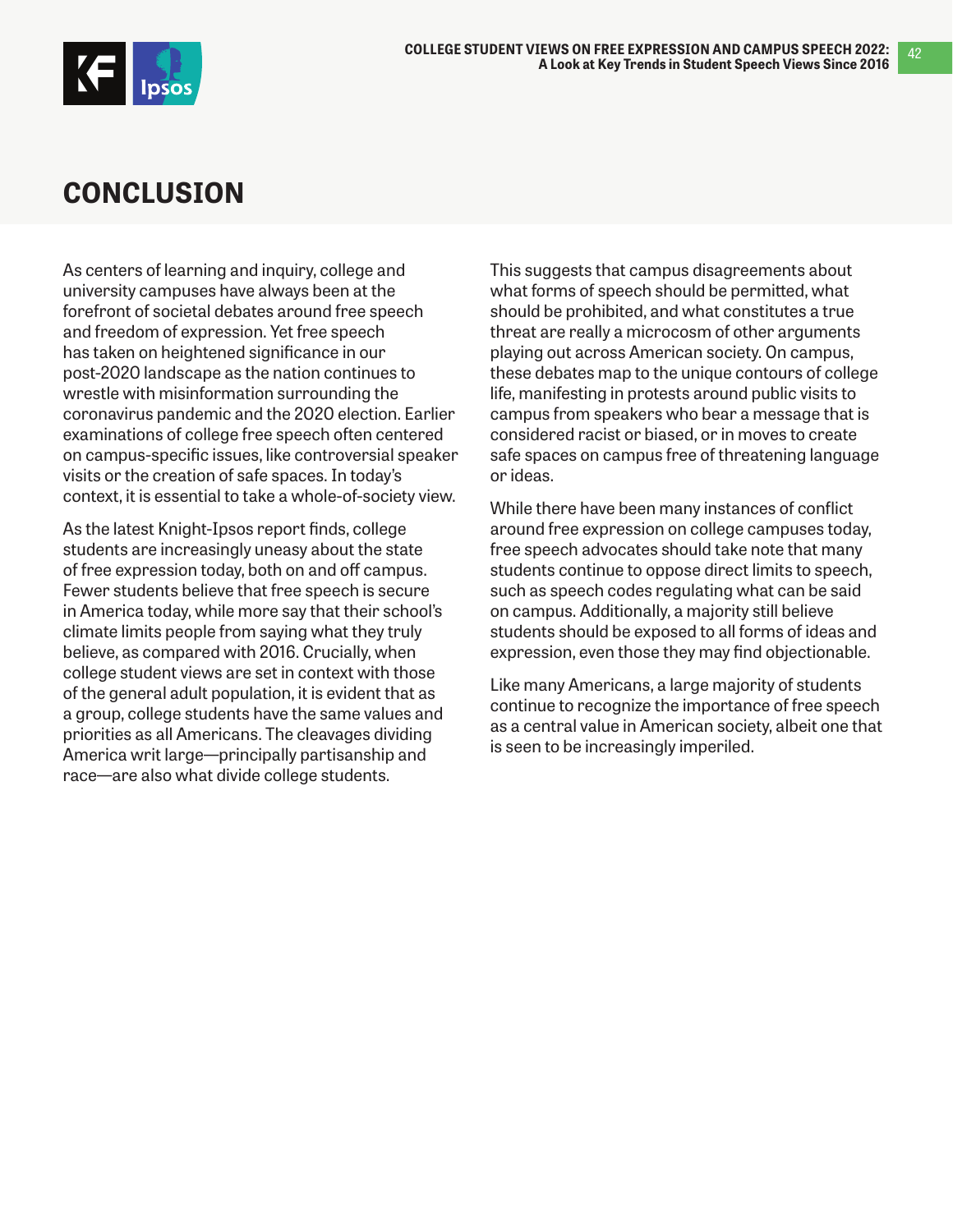# CONCLUSION

As centers of learning and inquiry, college and university campuses have always been at the forefront of societal debates around free speech and freedom of expression. Yet free speech has taken on heightened significance in our post-2020 landscape as the nation continues to wrestle with misinformation surrounding the coronavirus pandemic and the 2020 election. Earlier examinations of college free speech often centered on campus-specific issues, like controversial speaker visits or the creation of safe spaces. In today's context, it is essential to take a whole-of-society view.

As the latest Knight-Ipsos report finds, college students are increasingly uneasy about the state of free expression today, both on and off campus. Fewer students believe that free speech is secure in America today, while more say that their school's climate limits people from saying what they truly believe, as compared with 2016. Crucially, when college student views are set in context with those of the general adult population, it is evident that as a group, college students have the same values and priorities as all Americans. The cleavages dividing America writ large—principally partisanship and race—are also what divide college students.

This suggests that campus disagreements about what forms of speech should be permitted, what should be prohibited, and what constitutes a true threat are really a microcosm of other arguments playing out across American society. On campus, these debates map to the unique contours of college life, manifesting in protests around public visits to campus from speakers who bear a message that is considered racist or biased, or in moves to create safe spaces on campus free of threatening language or ideas.

While there have been many instances of conflict around free expression on college campuses today, free speech advocates should take note that many students continue to oppose direct limits to speech, such as speech codes regulating what can be said on campus. Additionally, a majority still believe students should be exposed to all forms of ideas and expression, even those they may find objectionable.

Like many Americans, a large majority of students continue to recognize the importance of free speech as a central value in American society, albeit one that is seen to be increasingly imperiled.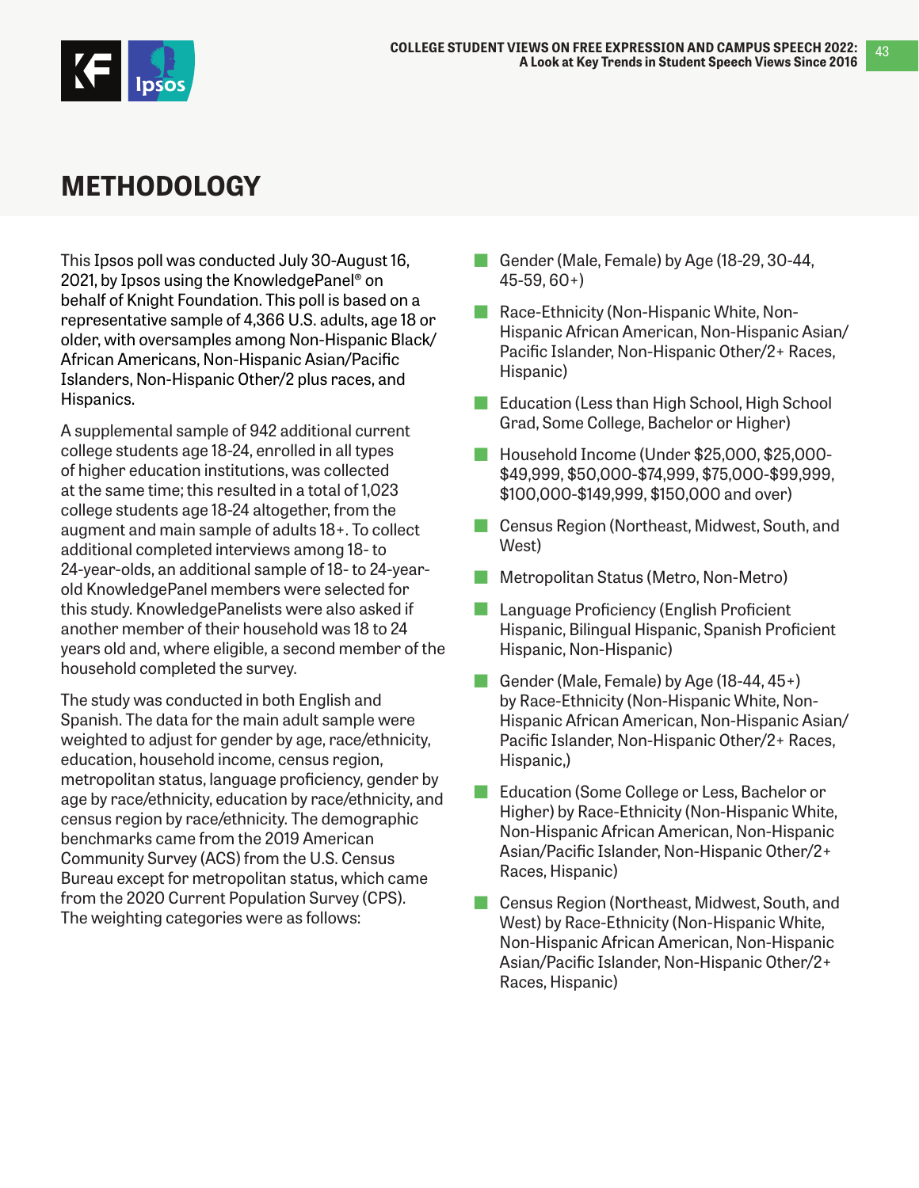# METHODOLOGY

This Ipsos poll was conducted July 30-August 16, 2021, by Ipsos using the KnowledgePanel® on behalf of Knight Foundation. This poll is based on a representative sample of 4,366 U.S. adults, age 18 or older, with oversamples among Non-Hispanic Black/African Americans, Non-Hispanic Asian/Pacific Islanders, Non-Hispanic Other/2 plus races, and Hispanics.

A supplemental sample of 942 additional current college students age 18-24, enrolled in all types of higher education institutions, was collected at the same time; this resulted in a total of 1,023 college students age 18-24 altogether, from the augment and main sample of adults 18+. To collect additional completed interviews among 18- to 24-year-olds, an additional sample of 18- to 24-year-old KnowledgePanel members were selected for this study. KnowledgePanelists were also asked if another member of their household was 18 to 24 years old and, where eligible, a second member of the household completed the survey.

The study was conducted in both English and Spanish. The data for the main adult sample were weighted to adjust for gender by age, race/ethnicity, education, household income, census region, metropolitan status, language proficiency, gender by age by race/ethnicity, education by race/ethnicity, and census region by race/ethnicity. The demographic benchmarks came from the 2019 American Community Survey (ACS) from the U.S. Census Bureau except for metropolitan status, which came from the 2020 Current Population Survey (CPS). The weighting categories were as follows:

- Gender (Male, Female) by Age (18-29, 30-44, 45-59, 60+)
- Race-Ethnicity (Non-Hispanic White, Non-Hispanic African American, Non-Hispanic Asian/Pacific Islander, Non-Hispanic Other/2+ Races, Hispanic)
- Education (Less than High School, High School Grad, Some College, Bachelor or Higher)
- Household Income (Under $25,000, $25,000-$49,999, $50,000-$74,999, $75,000-$99,999, $100,000-$149,999, $150,000 and over)
- Census Region (Northeast, Midwest, South, and West)
- Metropolitan Status (Metro, Non-Metro)
- Language Proficiency (English Proficient Hispanic, Bilingual Hispanic, Spanish Proficient Hispanic, Non-Hispanic)
- Gender (Male, Female) by Age (18-44, 45+) by Race-Ethnicity (Non-Hispanic White, Non-Hispanic African American, Non-Hispanic Asian/Pacific Islander, Non-Hispanic Other/2+ Races, Hispanic,)
- Education (Some College or Less, Bachelor or Higher) by Race-Ethnicity (Non-Hispanic White, Non-Hispanic African American, Non-Hispanic Asian/Pacific Islander, Non-Hispanic Other/2+ Races, Hispanic)
- Census Region (Northeast, Midwest, South, and West) by Race-Ethnicity (Non-Hispanic White, Non-Hispanic African American, Non-Hispanic Asian/Pacific Islander, Non-Hispanic Other/2+ Races, Hispanic)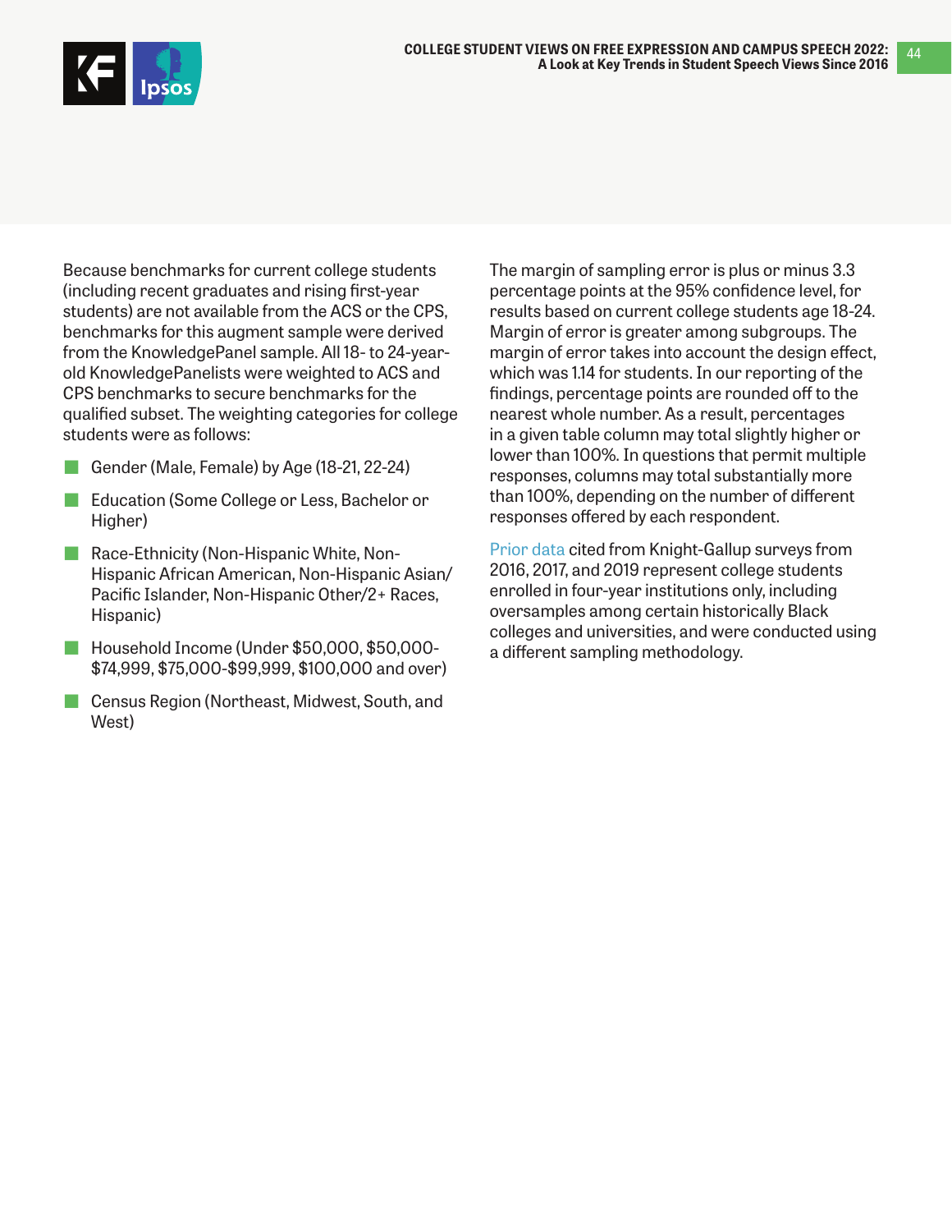Because benchmarks for current college students (including recent graduates and rising first-year students) are not available from the ACS or the CPS, benchmarks for this augment sample were derived from the KnowledgePanel sample. All 18- to 24-year-old KnowledgePanelists were weighted to ACS and CPS benchmarks to secure benchmarks for the qualified subset. The weighting categories for college students were as follows:

- Gender (Male, Female) by Age (18-21, 22-24)
- Education (Some College or Less, Bachelor or Higher)
- Race-Ethnicity (Non-Hispanic White, Non-Hispanic African American, Non-Hispanic Asian/ Pacific Islander, Non-Hispanic Other/2+ Races, Hispanic)
- Household Income (Under $50,000, $50,000-$74,999, $75,000-$99,999, $100,000 and over)
- Census Region (Northeast, Midwest, South, and West)

The margin of sampling error is plus or minus 3.3 percentage points at the 95% confidence level, for results based on current college students age 18-24. Margin of error is greater among subgroups. The margin of error takes into account the design effect, which was 1.14 for students. In our reporting of the findings, percentage points are rounded off to the nearest whole number. As a result, percentages in a given table column may total slightly higher or lower than 100%. In questions that permit multiple responses, columns may total substantially more than 100%, depending on the number of different responses offered by each respondent.

Prior data cited from Knight-Gallup surveys from 2016, 2017, and 2019 represent college students enrolled in four-year institutions only, including oversamples among certain historically Black colleges and universities, and were conducted using a different sampling methodology.